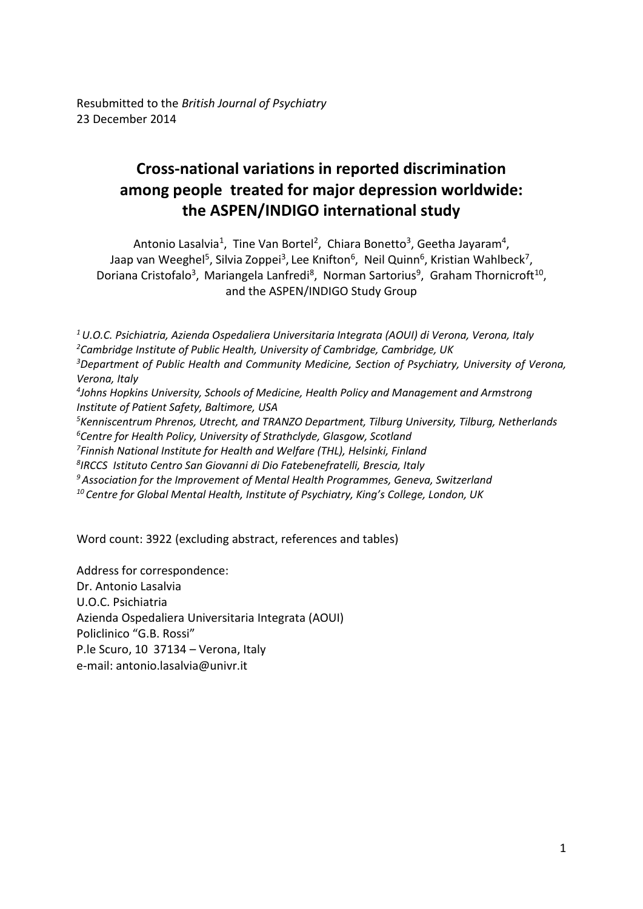Resubmitted to the *British Journal of Psychiatry*
23 December 2014

# Cross-national variations in reported discrimination among people treated for major depression worldwide: the ASPEN/INDIGO international study

Antonio Lasalvia[1], Tine Van Bortel[2], Chiara Bonetto[3], Geetha Jayaram[4], Jaap van Weeghel[5], Silvia Zoppei[3], Lee Knifton[6], Neil Quinn[6], Kristian Wahlbeck[7], Doriana Cristofalo[3], Mariangela Lanfredi[8], Norman Sartorius[9], Graham Thornicroft[10], and the ASPEN/INDIGO Study Group

*[1] U.O.C. Psichiatria, Azienda Ospedaliera Universitaria Integrata (AOUI) di Verona, Verona, Italy*
*[2] Cambridge Institute of Public Health, University of Cambridge, Cambridge, UK*
*[3] Department of Public Health and Community Medicine, Section of Psychiatry, University of Verona, Verona, Italy*
*[4] Johns Hopkins University, Schools of Medicine, Health Policy and Management and Armstrong Institute of Patient Safety, Baltimore, USA*
*[5] Kenniscentrum Phrenos, Utrecht, and TRANZO Department, Tilburg University, Tilburg, Netherlands*
*[6] Centre for Health Policy, University of Strathclyde, Glasgow, Scotland*
*[7] Finnish National Institute for Health and Welfare (THL), Helsinki, Finland*
*[8] IRCCS Istituto Centro San Giovanni di Dio Fatebenefratelli, Brescia, Italy*
*[9] Association for the Improvement of Mental Health Programmes, Geneva, Switzerland*
*[10] Centre for Global Mental Health, Institute of Psychiatry, King's College, London, UK*

Word count: 3922 (excluding abstract, references and tables)

Address for correspondence:
Dr. Antonio Lasalvia
U.O.C. Psichiatria
Azienda Ospedaliera Universitaria Integrata (AOUI)
Policlinico "G.B. Rossi"
P.le Scuro, 10 37134 – Verona, Italy
e-mail: antonio.lasalvia@univr.it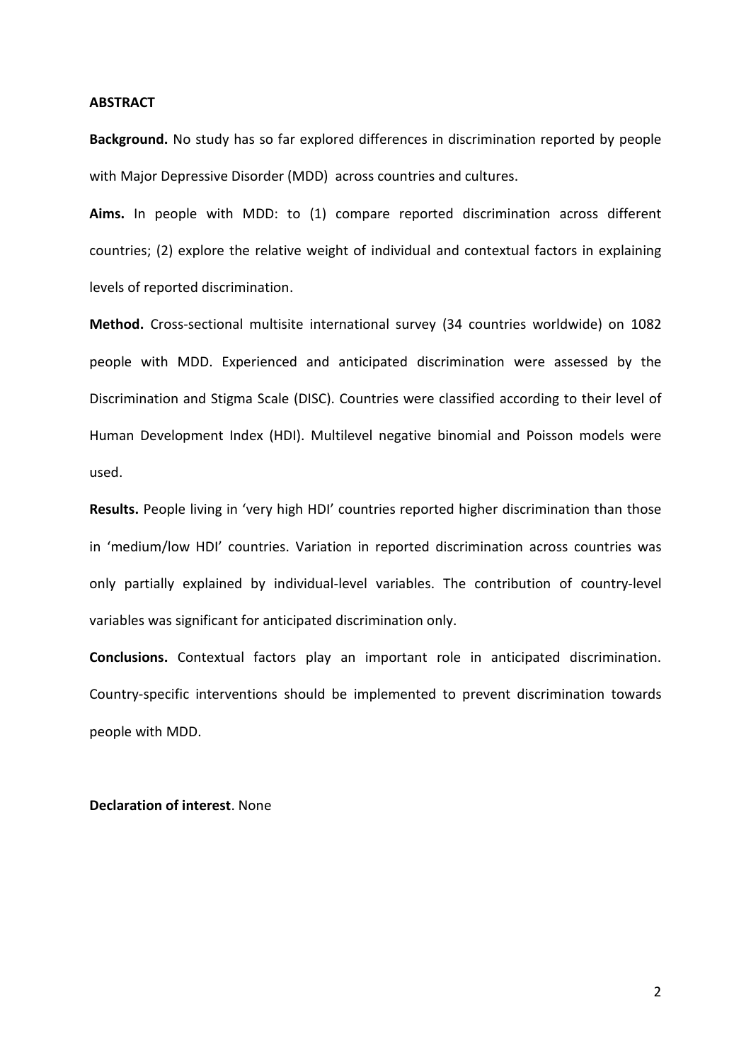## ABSTRACT

**Background.** No study has so far explored differences in discrimination reported by people with Major Depressive Disorder (MDD) across countries and cultures.

**Aims.** In people with MDD: to (1) compare reported discrimination across different countries; (2) explore the relative weight of individual and contextual factors in explaining levels of reported discrimination.

**Method.** Cross-sectional multisite international survey (34 countries worldwide) on 1082 people with MDD. Experienced and anticipated discrimination were assessed by the Discrimination and Stigma Scale (DISC). Countries were classified according to their level of Human Development Index (HDI). Multilevel negative binomial and Poisson models were used.

**Results.** People living in 'very high HDI' countries reported higher discrimination than those in 'medium/low HDI' countries. Variation in reported discrimination across countries was only partially explained by individual-level variables. The contribution of country-level variables was significant for anticipated discrimination only.

**Conclusions.** Contextual factors play an important role in anticipated discrimination. Country-specific interventions should be implemented to prevent discrimination towards people with MDD.

**Declaration of interest**. None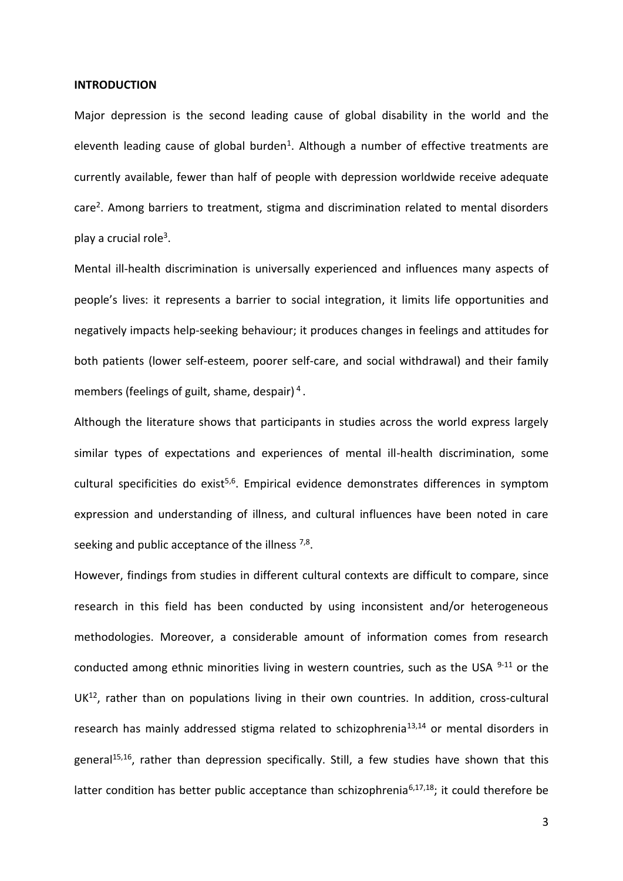## INTRODUCTION

Major depression is the second leading cause of global disability in the world and the eleventh leading cause of global burden[1]. Although a number of effective treatments are currently available, fewer than half of people with depression worldwide receive adequate care[2]. Among barriers to treatment, stigma and discrimination related to mental disorders play a crucial role[3].

Mental ill-health discrimination is universally experienced and influences many aspects of people's lives: it represents a barrier to social integration, it limits life opportunities and negatively impacts help-seeking behaviour; it produces changes in feelings and attitudes for both patients (lower self-esteem, poorer self-care, and social withdrawal) and their family members (feelings of guilt, shame, despair) [4].

Although the literature shows that participants in studies across the world express largely similar types of expectations and experiences of mental ill-health discrimination, some cultural specificities do exist[5,6]. Empirical evidence demonstrates differences in symptom expression and understanding of illness, and cultural influences have been noted in care seeking and public acceptance of the illness [7,8].

However, findings from studies in different cultural contexts are difficult to compare, since research in this field has been conducted by using inconsistent and/or heterogeneous methodologies. Moreover, a considerable amount of information comes from research conducted among ethnic minorities living in western countries, such as the USA [9-11] or the UK[12], rather than on populations living in their own countries. In addition, cross-cultural research has mainly addressed stigma related to schizophrenia[13,14] or mental disorders in general[15,16], rather than depression specifically. Still, a few studies have shown that this latter condition has better public acceptance than schizophrenia[6,17,18]; it could therefore be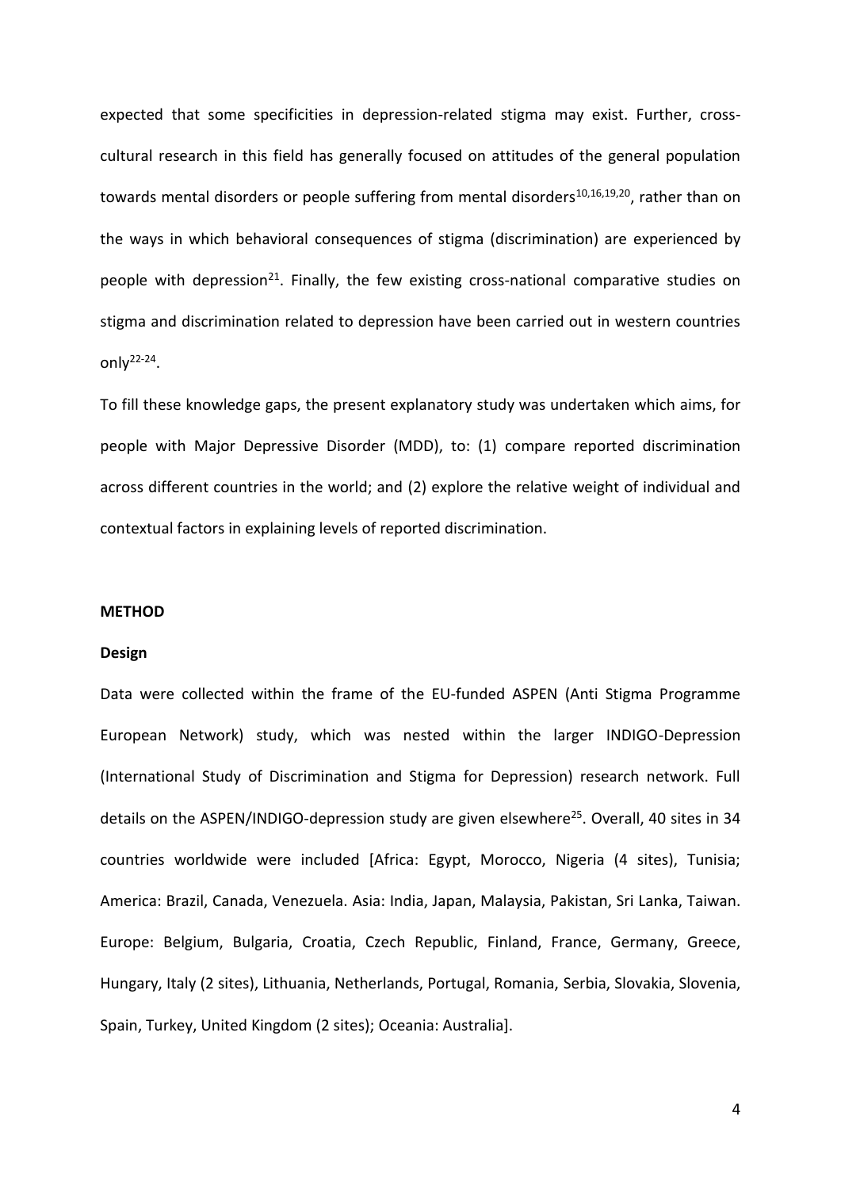expected that some specificities in depression-related stigma may exist. Further, cross-cultural research in this field has generally focused on attitudes of the general population towards mental disorders or people suffering from mental disorders[10,16,19,20], rather than on the ways in which behavioral consequences of stigma (discrimination) are experienced by people with depression[21]. Finally, the few existing cross-national comparative studies on stigma and discrimination related to depression have been carried out in western countries only[22-24].

To fill these knowledge gaps, the present explanatory study was undertaken which aims, for people with Major Depressive Disorder (MDD), to: (1) compare reported discrimination across different countries in the world; and (2) explore the relative weight of individual and contextual factors in explaining levels of reported discrimination.

## METHOD

### Design

Data were collected within the frame of the EU-funded ASPEN (Anti Stigma Programme European Network) study, which was nested within the larger INDIGO-Depression (International Study of Discrimination and Stigma for Depression) research network. Full details on the ASPEN/INDIGO-depression study are given elsewhere[25]. Overall, 40 sites in 34 countries worldwide were included [Africa: Egypt, Morocco, Nigeria (4 sites), Tunisia; America: Brazil, Canada, Venezuela. Asia: India, Japan, Malaysia, Pakistan, Sri Lanka, Taiwan. Europe: Belgium, Bulgaria, Croatia, Czech Republic, Finland, France, Germany, Greece, Hungary, Italy (2 sites), Lithuania, Netherlands, Portugal, Romania, Serbia, Slovakia, Slovenia, Spain, Turkey, United Kingdom (2 sites); Oceania: Australia].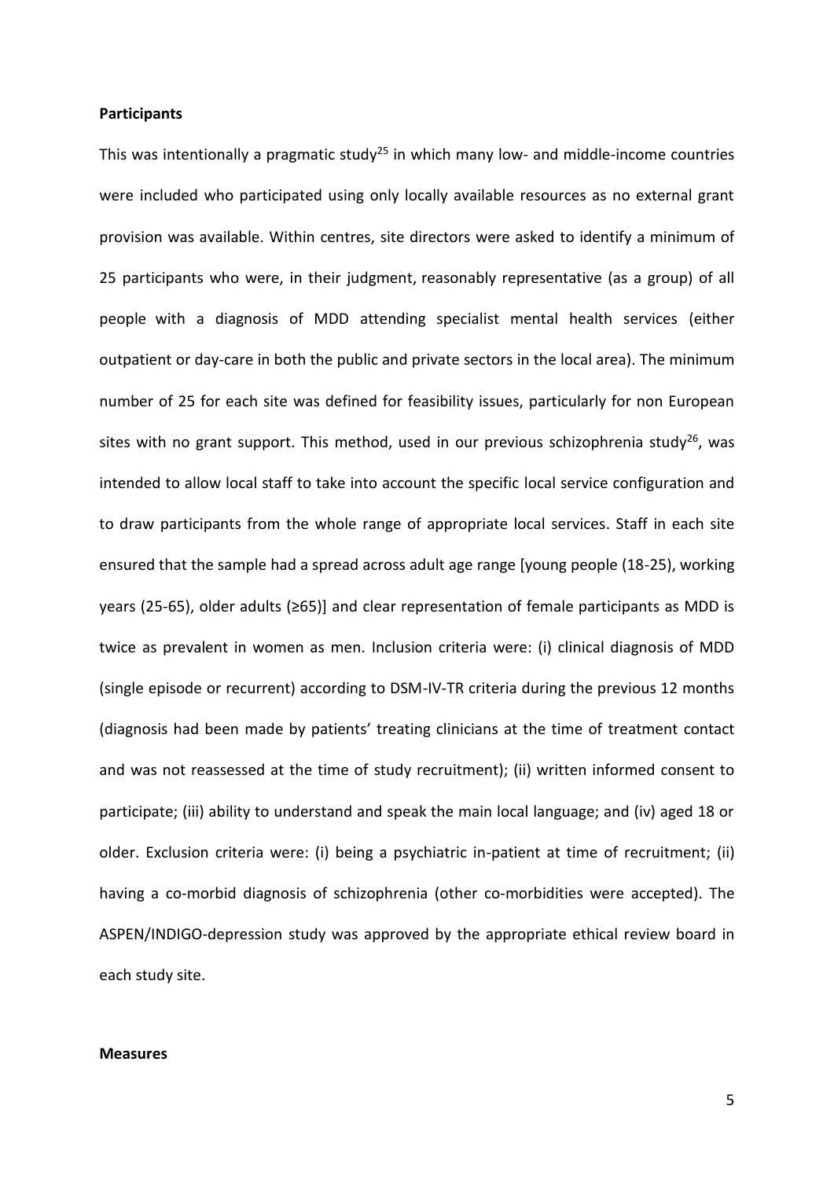**Participants**

This was intentionally a pragmatic study[25] in which many low- and middle-income countries were included who participated using only locally available resources as no external grant provision was available. Within centres, site directors were asked to identify a minimum of 25 participants who were, in their judgment, reasonably representative (as a group) of all people with a diagnosis of MDD attending specialist mental health services (either outpatient or day-care in both the public and private sectors in the local area). The minimum number of 25 for each site was defined for feasibility issues, particularly for non European sites with no grant support. This method, used in our previous schizophrenia study[26], was intended to allow local staff to take into account the specific local service configuration and to draw participants from the whole range of appropriate local services. Staff in each site ensured that the sample had a spread across adult age range [young people (18-25), working years (25-65), older adults (≥65)] and clear representation of female participants as MDD is twice as prevalent in women as men. Inclusion criteria were: (i) clinical diagnosis of MDD (single episode or recurrent) according to DSM-IV-TR criteria during the previous 12 months (diagnosis had been made by patients' treating clinicians at the time of treatment contact and was not reassessed at the time of study recruitment); (ii) written informed consent to participate; (iii) ability to understand and speak the main local language; and (iv) aged 18 or older. Exclusion criteria were: (i) being a psychiatric in-patient at time of recruitment; (ii) having a co-morbid diagnosis of schizophrenia (other co-morbidities were accepted). The ASPEN/INDIGO-depression study was approved by the appropriate ethical review board in each study site.

**Measures**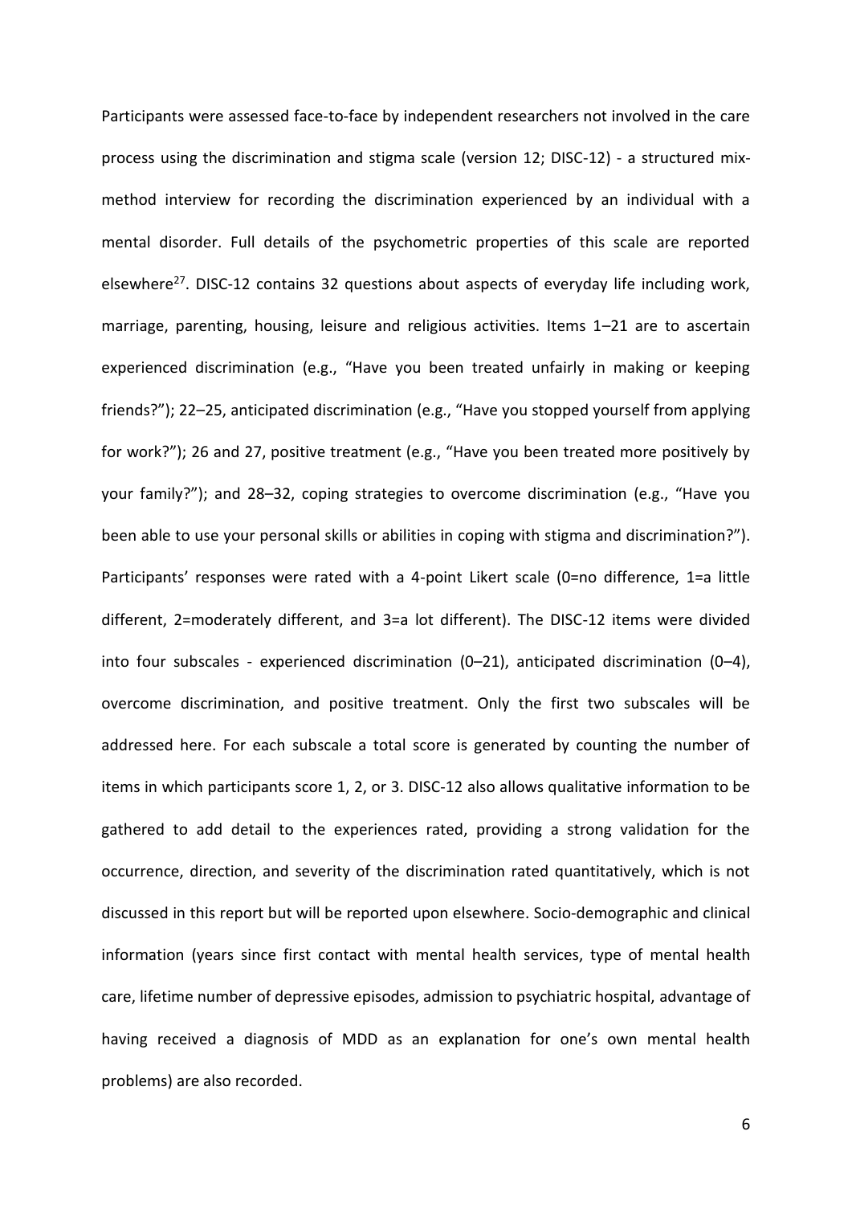Participants were assessed face-to-face by independent researchers not involved in the care process using the discrimination and stigma scale (version 12; DISC-12) - a structured mix-method interview for recording the discrimination experienced by an individual with a mental disorder. Full details of the psychometric properties of this scale are reported elsewhere[27]. DISC-12 contains 32 questions about aspects of everyday life including work, marriage, parenting, housing, leisure and religious activities. Items 1–21 are to ascertain experienced discrimination (e.g., "Have you been treated unfairly in making or keeping friends?"); 22–25, anticipated discrimination (e.g., "Have you stopped yourself from applying for work?"); 26 and 27, positive treatment (e.g., "Have you been treated more positively by your family?"); and 28–32, coping strategies to overcome discrimination (e.g., "Have you been able to use your personal skills or abilities in coping with stigma and discrimination?"). Participants' responses were rated with a 4-point Likert scale (0=no difference, 1=a little different, 2=moderately different, and 3=a lot different). The DISC-12 items were divided into four subscales - experienced discrimination (0–21), anticipated discrimination (0–4), overcome discrimination, and positive treatment. Only the first two subscales will be addressed here. For each subscale a total score is generated by counting the number of items in which participants score 1, 2, or 3. DISC-12 also allows qualitative information to be gathered to add detail to the experiences rated, providing a strong validation for the occurrence, direction, and severity of the discrimination rated quantitatively, which is not discussed in this report but will be reported upon elsewhere. Socio-demographic and clinical information (years since first contact with mental health services, type of mental health care, lifetime number of depressive episodes, admission to psychiatric hospital, advantage of having received a diagnosis of MDD as an explanation for one's own mental health problems) are also recorded.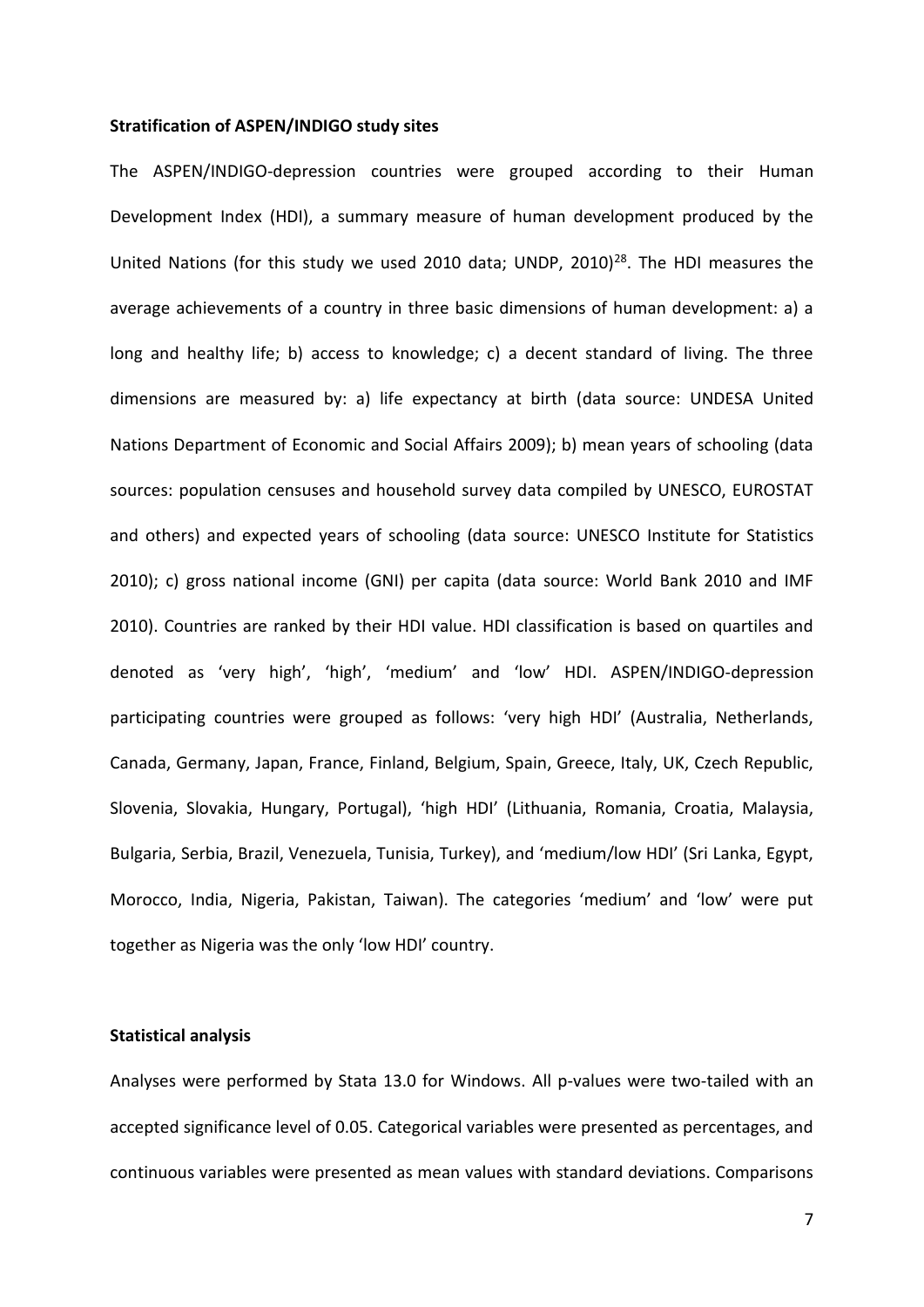**Stratification of ASPEN/INDIGO study sites**

The ASPEN/INDIGO-depression countries were grouped according to their Human Development Index (HDI), a summary measure of human development produced by the United Nations (for this study we used 2010 data; UNDP, 2010)[28]. The HDI measures the average achievements of a country in three basic dimensions of human development: a) a long and healthy life; b) access to knowledge; c) a decent standard of living. The three dimensions are measured by: a) life expectancy at birth (data source: UNDESA United Nations Department of Economic and Social Affairs 2009); b) mean years of schooling (data sources: population censuses and household survey data compiled by UNESCO, EUROSTAT and others) and expected years of schooling (data source: UNESCO Institute for Statistics 2010); c) gross national income (GNI) per capita (data source: World Bank 2010 and IMF 2010). Countries are ranked by their HDI value. HDI classification is based on quartiles and denoted as 'very high', 'high', 'medium' and 'low' HDI. ASPEN/INDIGO-depression participating countries were grouped as follows: 'very high HDI' (Australia, Netherlands, Canada, Germany, Japan, France, Finland, Belgium, Spain, Greece, Italy, UK, Czech Republic, Slovenia, Slovakia, Hungary, Portugal), 'high HDI' (Lithuania, Romania, Croatia, Malaysia, Bulgaria, Serbia, Brazil, Venezuela, Tunisia, Turkey), and 'medium/low HDI' (Sri Lanka, Egypt, Morocco, India, Nigeria, Pakistan, Taiwan). The categories 'medium' and 'low' were put together as Nigeria was the only 'low HDI' country.

**Statistical analysis**

Analyses were performed by Stata 13.0 for Windows. All p-values were two-tailed with an accepted significance level of 0.05. Categorical variables were presented as percentages, and continuous variables were presented as mean values with standard deviations. Comparisons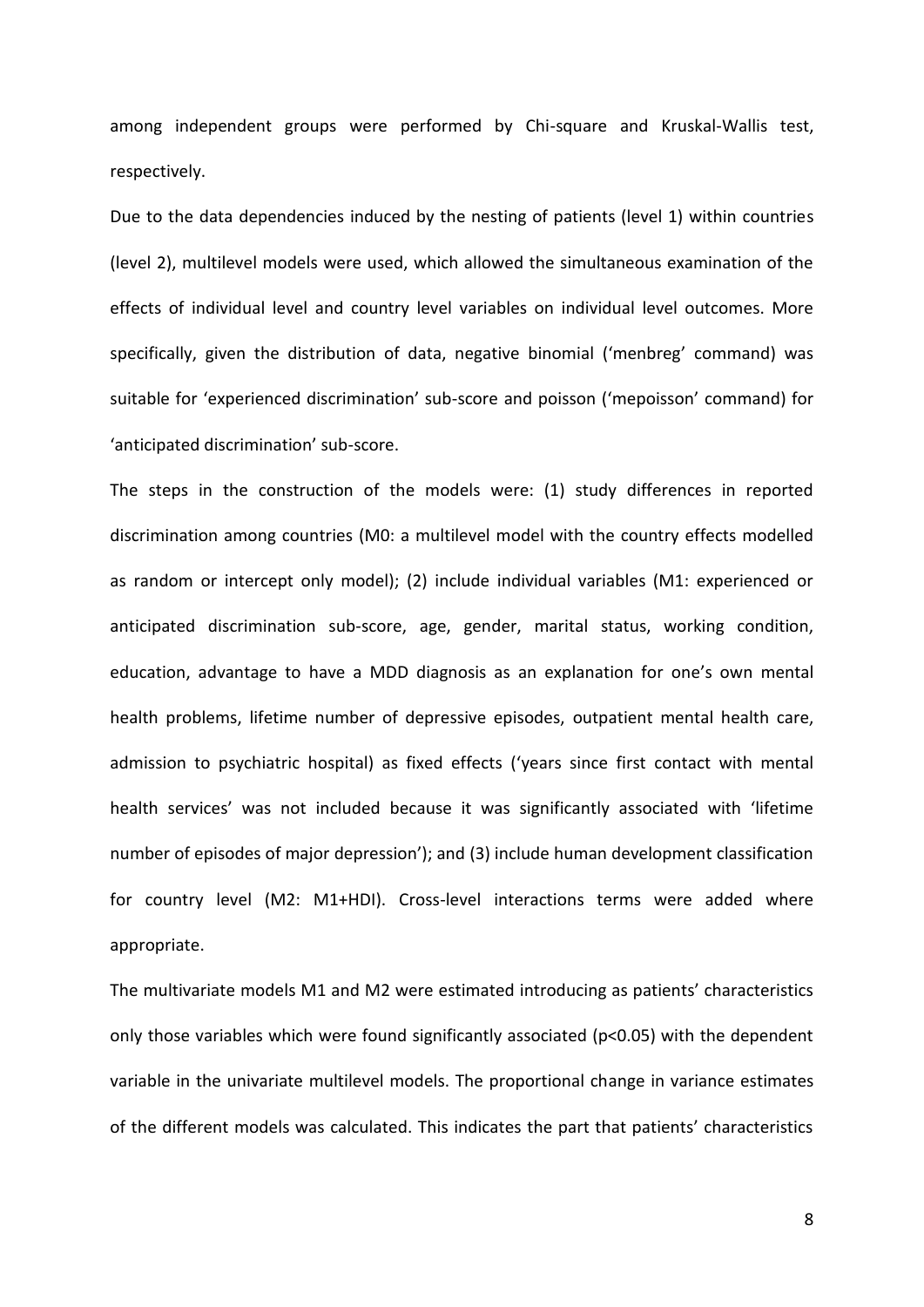among independent groups were performed by Chi-square and Kruskal-Wallis test, respectively.

Due to the data dependencies induced by the nesting of patients (level 1) within countries (level 2), multilevel models were used, which allowed the simultaneous examination of the effects of individual level and country level variables on individual level outcomes. More specifically, given the distribution of data, negative binomial ('menbreg' command) was suitable for 'experienced discrimination' sub-score and poisson ('mepoisson' command) for 'anticipated discrimination' sub-score.

The steps in the construction of the models were: (1) study differences in reported discrimination among countries (M0: a multilevel model with the country effects modelled as random or intercept only model); (2) include individual variables (M1: experienced or anticipated discrimination sub-score, age, gender, marital status, working condition, education, advantage to have a MDD diagnosis as an explanation for one's own mental health problems, lifetime number of depressive episodes, outpatient mental health care, admission to psychiatric hospital) as fixed effects ('years since first contact with mental health services' was not included because it was significantly associated with 'lifetime number of episodes of major depression'); and (3) include human development classification for country level (M2: M1+HDI). Cross-level interactions terms were added where appropriate.

The multivariate models M1 and M2 were estimated introducing as patients' characteristics only those variables which were found significantly associated ($p<0.05$) with the dependent variable in the univariate multilevel models. The proportional change in variance estimates of the different models was calculated. This indicates the part that patients' characteristics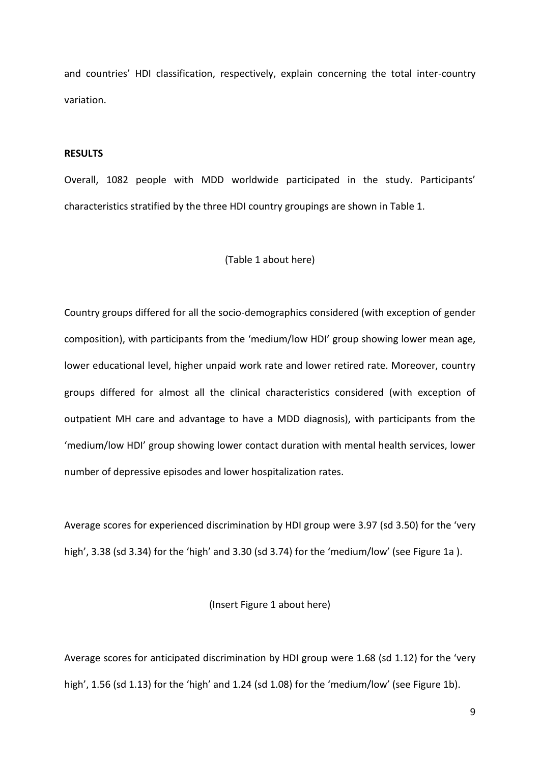and countries' HDI classification, respectively, explain concerning the total inter-country variation.

## RESULTS

Overall, 1082 people with MDD worldwide participated in the study. Participants' characteristics stratified by the three HDI country groupings are shown in Table 1.

(Table 1 about here)

Country groups differed for all the socio-demographics considered (with exception of gender composition), with participants from the 'medium/low HDI' group showing lower mean age, lower educational level, higher unpaid work rate and lower retired rate. Moreover, country groups differed for almost all the clinical characteristics considered (with exception of outpatient MH care and advantage to have a MDD diagnosis), with participants from the 'medium/low HDI' group showing lower contact duration with mental health services, lower number of depressive episodes and lower hospitalization rates.

Average scores for experienced discrimination by HDI group were 3.97 (sd 3.50) for the 'very high', 3.38 (sd 3.34) for the 'high' and 3.30 (sd 3.74) for the 'medium/low' (see Figure 1a ).

(Insert Figure 1 about here)

Average scores for anticipated discrimination by HDI group were 1.68 (sd 1.12) for the 'very high', 1.56 (sd 1.13) for the 'high' and 1.24 (sd 1.08) for the 'medium/low' (see Figure 1b).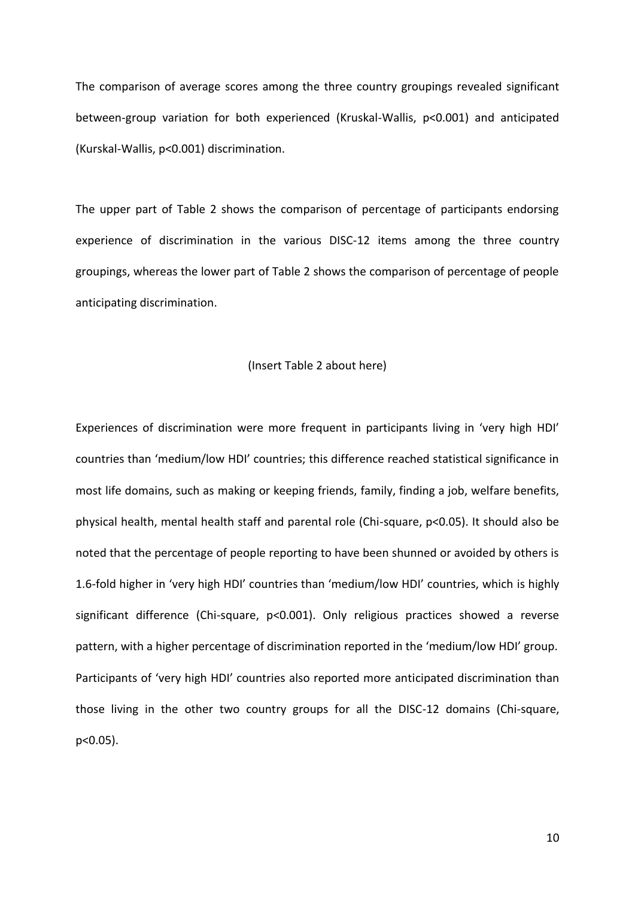The comparison of average scores among the three country groupings revealed significant between-group variation for both experienced (Kruskal-Wallis, $p<0.001$) and anticipated (Kurskal-Wallis, $p<0.001$) discrimination.

The upper part of Table 2 shows the comparison of percentage of participants endorsing experience of discrimination in the various DISC-12 items among the three country groupings, whereas the lower part of Table 2 shows the comparison of percentage of people anticipating discrimination.

(Insert Table 2 about here)

Experiences of discrimination were more frequent in participants living in 'very high HDI' countries than 'medium/low HDI' countries; this difference reached statistical significance in most life domains, such as making or keeping friends, family, finding a job, welfare benefits, physical health, mental health staff and parental role (Chi-square, $p<0.05$). It should also be noted that the percentage of people reporting to have been shunned or avoided by others is 1.6-fold higher in 'very high HDI' countries than 'medium/low HDI' countries, which is highly significant difference (Chi-square, $p<0.001$). Only religious practices showed a reverse pattern, with a higher percentage of discrimination reported in the 'medium/low HDI' group. Participants of 'very high HDI' countries also reported more anticipated discrimination than those living in the other two country groups for all the DISC-12 domains (Chi-square, $p<0.05$).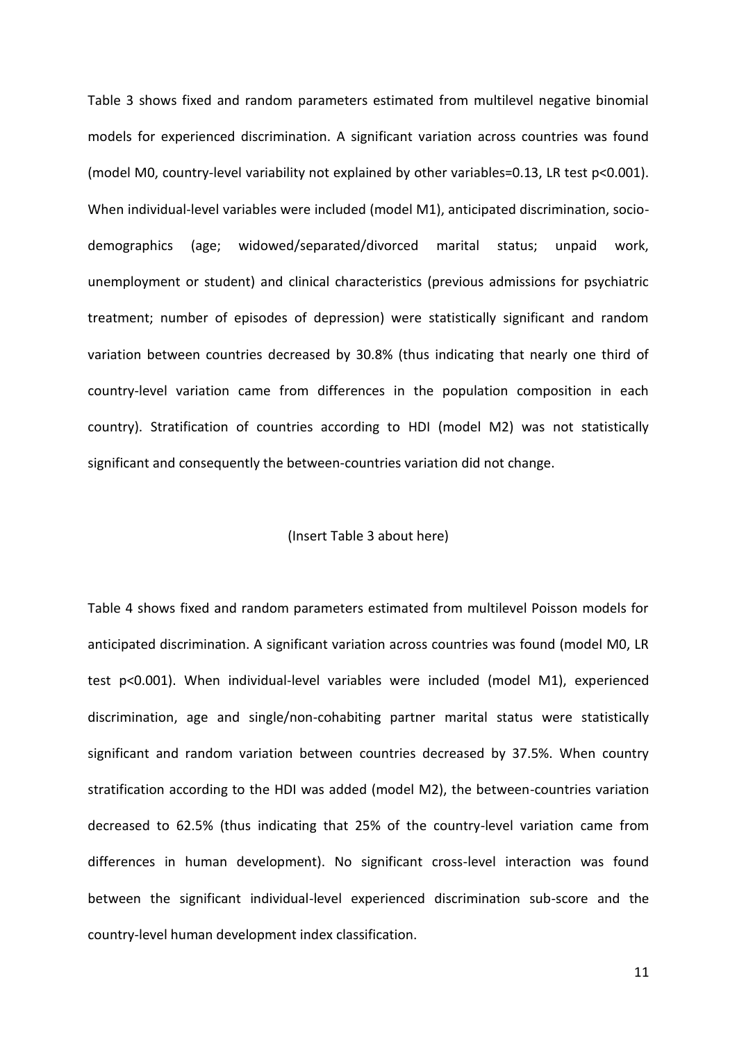Table 3 shows fixed and random parameters estimated from multilevel negative binomial models for experienced discrimination. A significant variation across countries was found (model M0, country-level variability not explained by other variables=0.13, LR test $p<0.001$). When individual-level variables were included (model M1), anticipated discrimination, socio-demographics (age; widowed/separated/divorced marital status; unpaid work, unemployment or student) and clinical characteristics (previous admissions for psychiatric treatment; number of episodes of depression) were statistically significant and random variation between countries decreased by 30.8% (thus indicating that nearly one third of country-level variation came from differences in the population composition in each country). Stratification of countries according to HDI (model M2) was not statistically significant and consequently the between-countries variation did not change.

(Insert Table 3 about here)

Table 4 shows fixed and random parameters estimated from multilevel Poisson models for anticipated discrimination. A significant variation across countries was found (model M0, LR test $p<0.001$). When individual-level variables were included (model M1), experienced discrimination, age and single/non-cohabiting partner marital status were statistically significant and random variation between countries decreased by 37.5%. When country stratification according to the HDI was added (model M2), the between-countries variation decreased to 62.5% (thus indicating that 25% of the country-level variation came from differences in human development). No significant cross-level interaction was found between the significant individual-level experienced discrimination sub-score and the country-level human development index classification.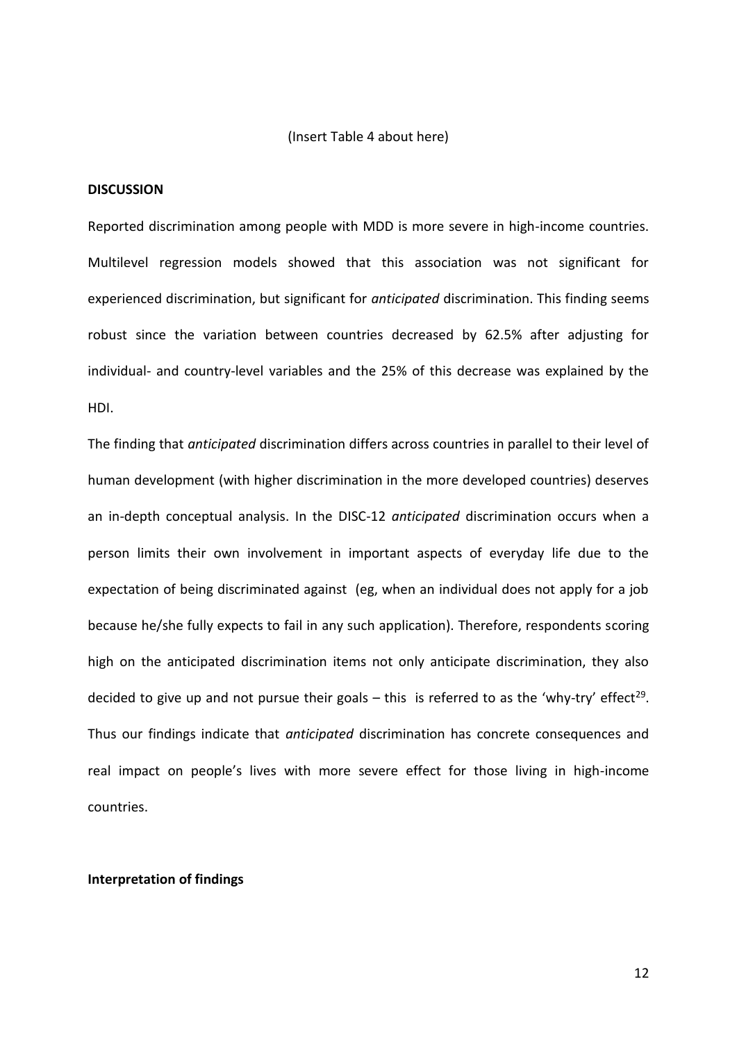(Insert Table 4 about here)

**DISCUSSION**

Reported discrimination among people with MDD is more severe in high-income countries. Multilevel regression models showed that this association was not significant for experienced discrimination, but significant for *anticipated* discrimination. This finding seems robust since the variation between countries decreased by 62.5% after adjusting for individual- and country-level variables and the 25% of this decrease was explained by the HDI.

The finding that *anticipated* discrimination differs across countries in parallel to their level of human development (with higher discrimination in the more developed countries) deserves an in-depth conceptual analysis. In the DISC-12 *anticipated* discrimination occurs when a person limits their own involvement in important aspects of everyday life due to the expectation of being discriminated against (eg, when an individual does not apply for a job because he/she fully expects to fail in any such application). Therefore, respondents scoring high on the anticipated discrimination items not only anticipate discrimination, they also decided to give up and not pursue their goals – this is referred to as the 'why-try' effect[29]. Thus our findings indicate that *anticipated* discrimination has concrete consequences and real impact on people's lives with more severe effect for those living in high-income countries.

**Interpretation of findings**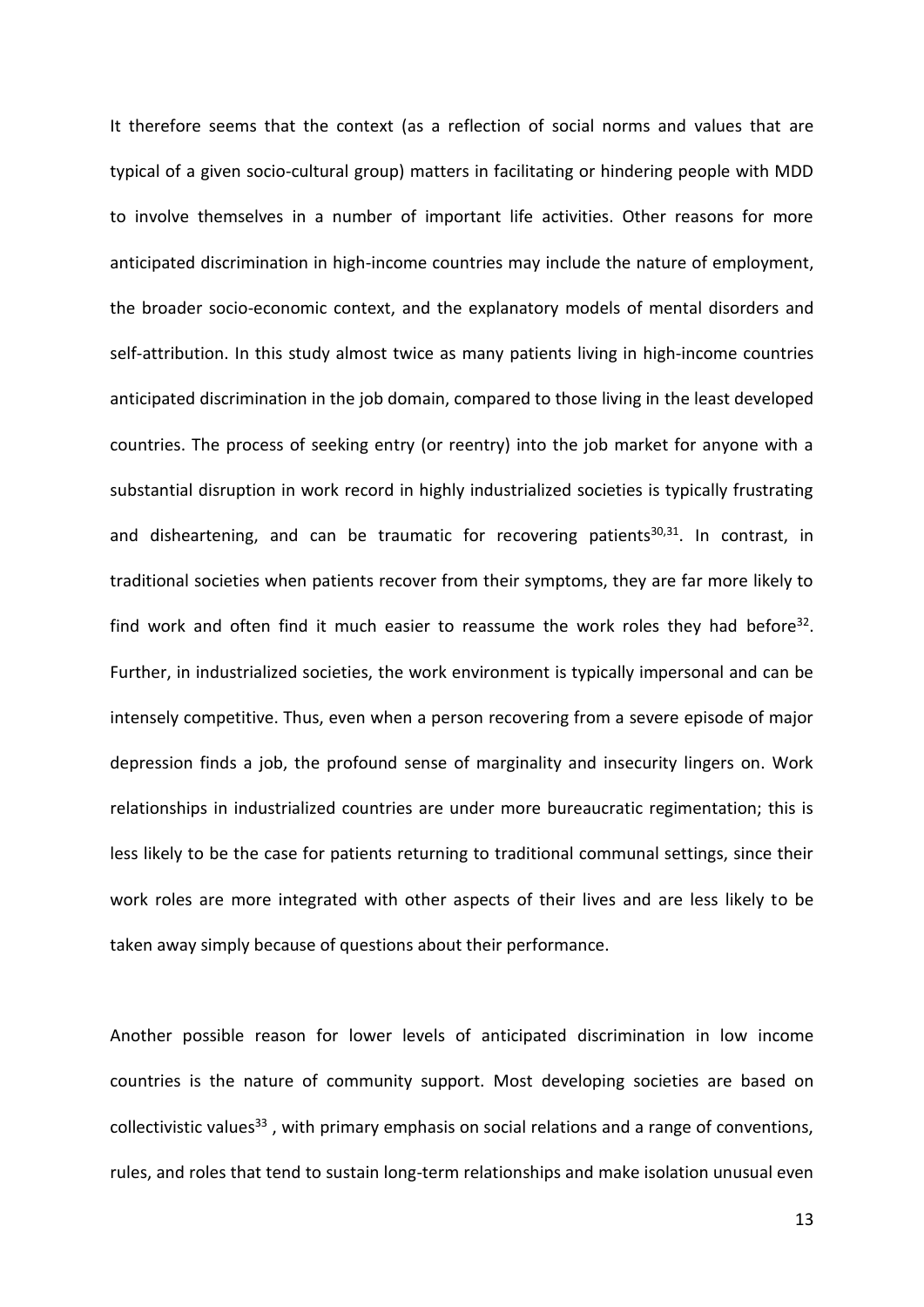It therefore seems that the context (as a reflection of social norms and values that are typical of a given socio-cultural group) matters in facilitating or hindering people with MDD to involve themselves in a number of important life activities. Other reasons for more anticipated discrimination in high-income countries may include the nature of employment, the broader socio-economic context, and the explanatory models of mental disorders and self-attribution. In this study almost twice as many patients living in high-income countries anticipated discrimination in the job domain, compared to those living in the least developed countries. The process of seeking entry (or reentry) into the job market for anyone with a substantial disruption in work record in highly industrialized societies is typically frustrating and disheartening, and can be traumatic for recovering patients[30,31]. In contrast, in traditional societies when patients recover from their symptoms, they are far more likely to find work and often find it much easier to reassume the work roles they had before[32]. Further, in industrialized societies, the work environment is typically impersonal and can be intensely competitive. Thus, even when a person recovering from a severe episode of major depression finds a job, the profound sense of marginality and insecurity lingers on. Work relationships in industrialized countries are under more bureaucratic regimentation; this is less likely to be the case for patients returning to traditional communal settings, since their work roles are more integrated with other aspects of their lives and are less likely to be taken away simply because of questions about their performance.

Another possible reason for lower levels of anticipated discrimination in low income countries is the nature of community support. Most developing societies are based on collectivistic values[33] , with primary emphasis on social relations and a range of conventions, rules, and roles that tend to sustain long-term relationships and make isolation unusual even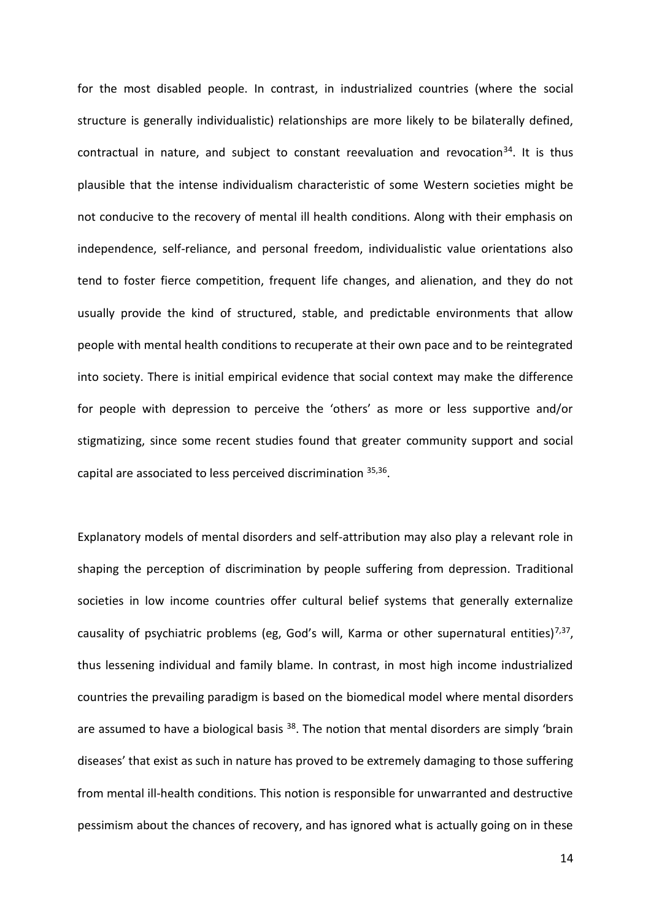for the most disabled people. In contrast, in industrialized countries (where the social structure is generally individualistic) relationships are more likely to be bilaterally defined, contractual in nature, and subject to constant reevaluation and revocation[34]. It is thus plausible that the intense individualism characteristic of some Western societies might be not conducive to the recovery of mental ill health conditions. Along with their emphasis on independence, self-reliance, and personal freedom, individualistic value orientations also tend to foster fierce competition, frequent life changes, and alienation, and they do not usually provide the kind of structured, stable, and predictable environments that allow people with mental health conditions to recuperate at their own pace and to be reintegrated into society. There is initial empirical evidence that social context may make the difference for people with depression to perceive the 'others' as more or less supportive and/or stigmatizing, since some recent studies found that greater community support and social capital are associated to less perceived discrimination [35,36].

Explanatory models of mental disorders and self-attribution may also play a relevant role in shaping the perception of discrimination by people suffering from depression. Traditional societies in low income countries offer cultural belief systems that generally externalize causality of psychiatric problems (eg, God's will, Karma or other supernatural entities)[7,37], thus lessening individual and family blame. In contrast, in most high income industrialized countries the prevailing paradigm is based on the biomedical model where mental disorders are assumed to have a biological basis [38]. The notion that mental disorders are simply 'brain diseases' that exist as such in nature has proved to be extremely damaging to those suffering from mental ill-health conditions. This notion is responsible for unwarranted and destructive pessimism about the chances of recovery, and has ignored what is actually going on in these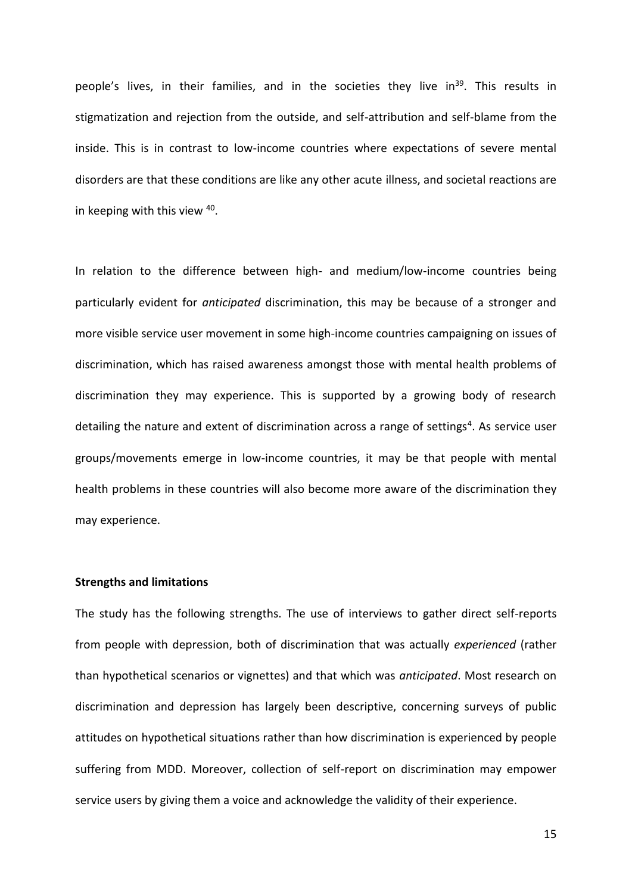people's lives, in their families, and in the societies they live in[39]. This results in stigmatization and rejection from the outside, and self-attribution and self-blame from the inside. This is in contrast to low-income countries where expectations of severe mental disorders are that these conditions are like any other acute illness, and societal reactions are in keeping with this view [40].

In relation to the difference between high- and medium/low-income countries being particularly evident for *anticipated* discrimination, this may be because of a stronger and more visible service user movement in some high-income countries campaigning on issues of discrimination, which has raised awareness amongst those with mental health problems of discrimination they may experience. This is supported by a growing body of research detailing the nature and extent of discrimination across a range of settings[4]. As service user groups/movements emerge in low-income countries, it may be that people with mental health problems in these countries will also become more aware of the discrimination they may experience.

**Strengths and limitations**

The study has the following strengths. The use of interviews to gather direct self-reports from people with depression, both of discrimination that was actually *experienced* (rather than hypothetical scenarios or vignettes) and that which was *anticipated*. Most research on discrimination and depression has largely been descriptive, concerning surveys of public attitudes on hypothetical situations rather than how discrimination is experienced by people suffering from MDD. Moreover, collection of self-report on discrimination may empower service users by giving them a voice and acknowledge the validity of their experience.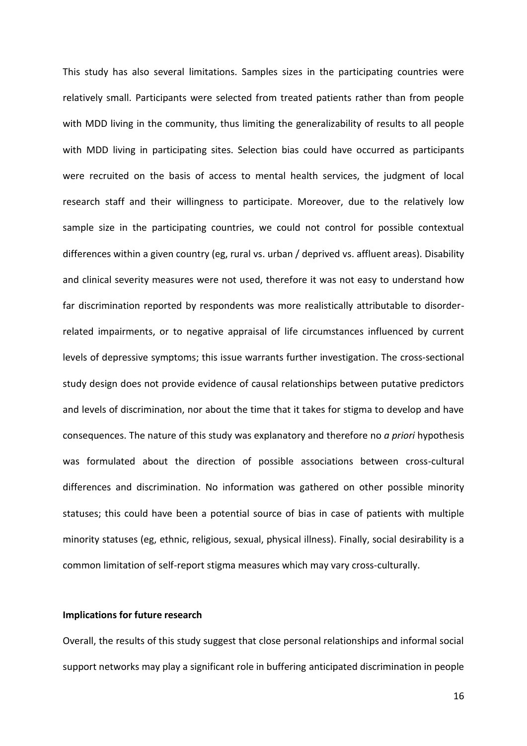This study has also several limitations. Samples sizes in the participating countries were relatively small. Participants were selected from treated patients rather than from people with MDD living in the community, thus limiting the generalizability of results to all people with MDD living in participating sites. Selection bias could have occurred as participants were recruited on the basis of access to mental health services, the judgment of local research staff and their willingness to participate. Moreover, due to the relatively low sample size in the participating countries, we could not control for possible contextual differences within a given country (eg, rural vs. urban / deprived vs. affluent areas). Disability and clinical severity measures were not used, therefore it was not easy to understand how far discrimination reported by respondents was more realistically attributable to disorder-related impairments, or to negative appraisal of life circumstances influenced by current levels of depressive symptoms; this issue warrants further investigation. The cross-sectional study design does not provide evidence of causal relationships between putative predictors and levels of discrimination, nor about the time that it takes for stigma to develop and have consequences. The nature of this study was explanatory and therefore no *a priori* hypothesis was formulated about the direction of possible associations between cross-cultural differences and discrimination. No information was gathered on other possible minority statuses; this could have been a potential source of bias in case of patients with multiple minority statuses (eg, ethnic, religious, sexual, physical illness). Finally, social desirability is a common limitation of self-report stigma measures which may vary cross-culturally.

**Implications for future research**

Overall, the results of this study suggest that close personal relationships and informal social support networks may play a significant role in buffering anticipated discrimination in people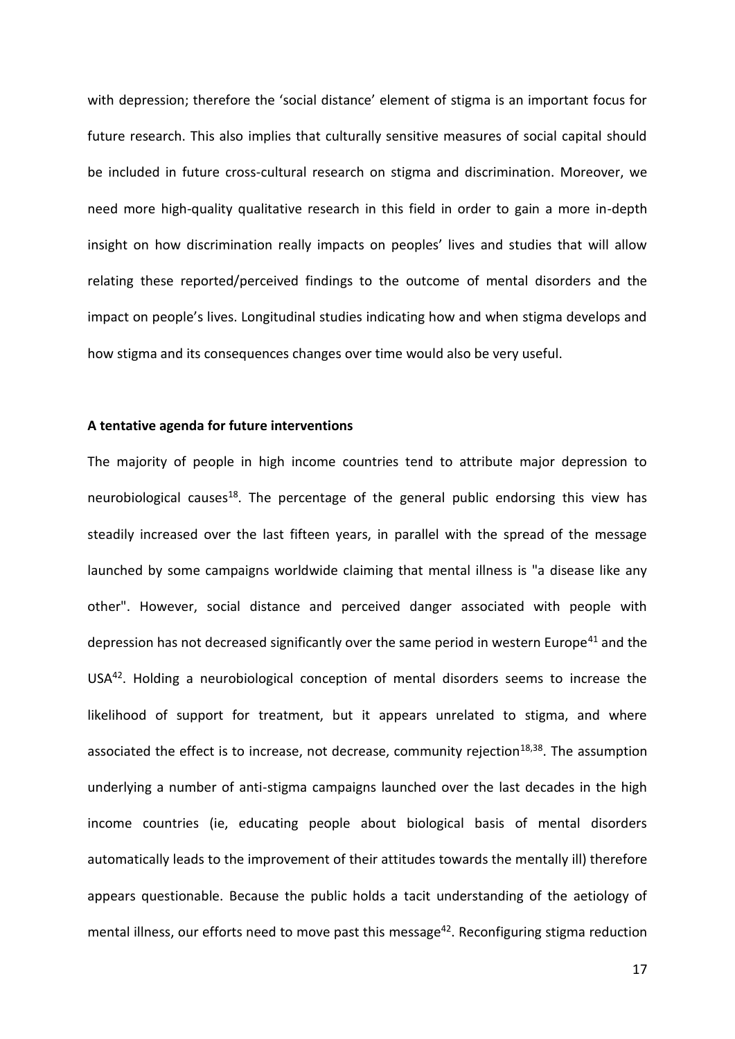with depression; therefore the 'social distance' element of stigma is an important focus for future research. This also implies that culturally sensitive measures of social capital should be included in future cross-cultural research on stigma and discrimination. Moreover, we need more high-quality qualitative research in this field in order to gain a more in-depth insight on how discrimination really impacts on peoples' lives and studies that will allow relating these reported/perceived findings to the outcome of mental disorders and the impact on people's lives. Longitudinal studies indicating how and when stigma develops and how stigma and its consequences changes over time would also be very useful.

**A tentative agenda for future interventions**

The majority of people in high income countries tend to attribute major depression to neurobiological causes[18]. The percentage of the general public endorsing this view has steadily increased over the last fifteen years, in parallel with the spread of the message launched by some campaigns worldwide claiming that mental illness is "a disease like any other". However, social distance and perceived danger associated with people with depression has not decreased significantly over the same period in western Europe[41] and the USA[42]. Holding a neurobiological conception of mental disorders seems to increase the likelihood of support for treatment, but it appears unrelated to stigma, and where associated the effect is to increase, not decrease, community rejection[18,38]. The assumption underlying a number of anti-stigma campaigns launched over the last decades in the high income countries (ie, educating people about biological basis of mental disorders automatically leads to the improvement of their attitudes towards the mentally ill) therefore appears questionable. Because the public holds a tacit understanding of the aetiology of mental illness, our efforts need to move past this message[42]. Reconfiguring stigma reduction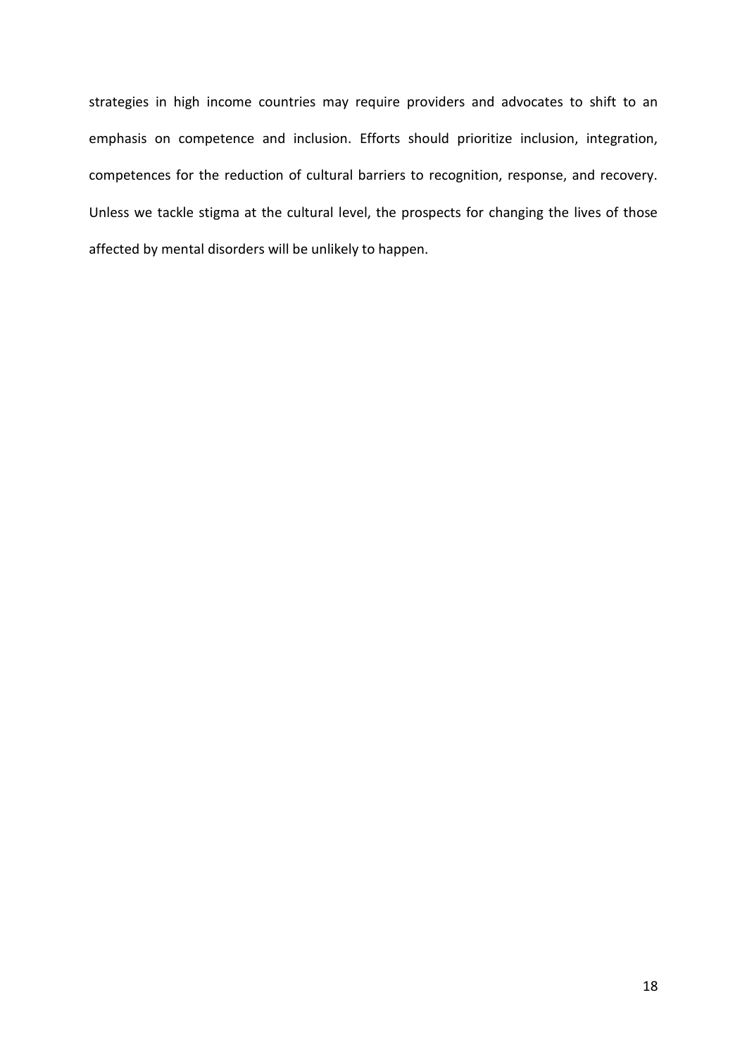strategies in high income countries may require providers and advocates to shift to an emphasis on competence and inclusion. Efforts should prioritize inclusion, integration, competences for the reduction of cultural barriers to recognition, response, and recovery. Unless we tackle stigma at the cultural level, the prospects for changing the lives of those affected by mental disorders will be unlikely to happen.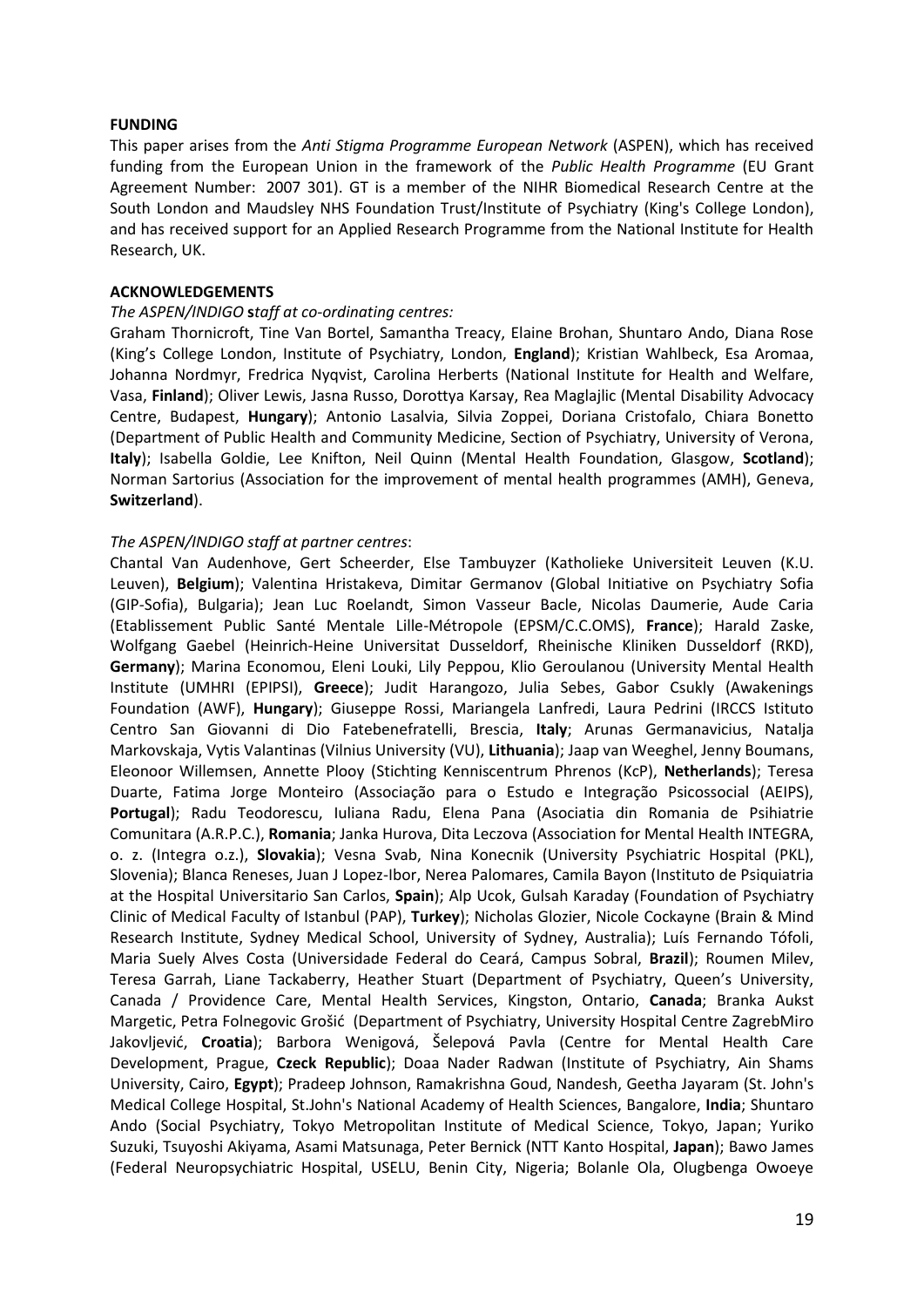**FUNDING**

This paper arises from the *Anti Stigma Programme European Network* (ASPEN), which has received funding from the European Union in the framework of the *Public Health Programme* (EU Grant Agreement Number: 2007 301). GT is a member of the NIHR Biomedical Research Centre at the South London and Maudsley NHS Foundation Trust/Institute of Psychiatry (King's College London), and has received support for an Applied Research Programme from the National Institute for Health Research, UK.

**ACKNOWLEDGEMENTS**

*The ASPEN/INDIGO* **s***taff at co-ordinating centres:*

Graham Thornicroft, Tine Van Bortel, Samantha Treacy, Elaine Brohan, Shuntaro Ando, Diana Rose (King's College London, Institute of Psychiatry, London, **England**); Kristian Wahlbeck, Esa Aromaa, Johanna Nordmyr, Fredrica Nyqvist, Carolina Herberts (National Institute for Health and Welfare, Vasa, **Finland**); Oliver Lewis, Jasna Russo, Dorottya Karsay, Rea Maglajlic (Mental Disability Advocacy Centre, Budapest, **Hungary**); Antonio Lasalvia, Silvia Zoppei, Doriana Cristofalo, Chiara Bonetto (Department of Public Health and Community Medicine, Section of Psychiatry, University of Verona, **Italy**); Isabella Goldie, Lee Knifton, Neil Quinn (Mental Health Foundation, Glasgow, **Scotland**); Norman Sartorius (Association for the improvement of mental health programmes (AMH), Geneva, **Switzerland**).

*The ASPEN/INDIGO staff at partner centres*:

Chantal Van Audenhove, Gert Scheerder, Else Tambuyzer (Katholieke Universiteit Leuven (K.U. Leuven), **Belgium**); Valentina Hristakeva, Dimitar Germanov (Global Initiative on Psychiatry Sofia (GIP-Sofia), Bulgaria); Jean Luc Roelandt, Simon Vasseur Bacle, Nicolas Daumerie, Aude Caria (Etablissement Public Santé Mentale Lille-Métropole (EPSM/C.C.OMS), **France**); Harald Zaske, Wolfgang Gaebel (Heinrich-Heine Universitat Dusseldorf, Rheinische Kliniken Dusseldorf (RKD), **Germany**); Marina Economou, Eleni Louki, Lily Peppou, Klio Geroulanou (University Mental Health Institute (UMHRI (EPIPSI), **Greece**); Judit Harangozo, Julia Sebes, Gabor Csukly (Awakenings Foundation (AWF), **Hungary**); Giuseppe Rossi, Mariangela Lanfredi, Laura Pedrini (IRCCS Istituto Centro San Giovanni di Dio Fatebenefratelli, Brescia, **Italy**; Arunas Germanavicius, Natalja Markovskaja, Vytis Valantinas (Vilnius University (VU), **Lithuania**); Jaap van Weeghel, Jenny Boumans, Eleonoor Willemsen, Annette Plooy (Stichting Kenniscentrum Phrenos (KcP), **Netherlands**); Teresa Duarte, Fatima Jorge Monteiro (Associação para o Estudo e Integração Psicossocial (AEIPS), **Portugal**); Radu Teodorescu, Iuliana Radu, Elena Pana (Asociatia din Romania de Psihiatrie Comunitara (A.R.P.C.), **Romania**; Janka Hurova, Dita Leczova (Association for Mental Health INTEGRA, o. z. (Integra o.z.), **Slovakia**); Vesna Svab, Nina Konecnik (University Psychiatric Hospital (PKL), Slovenia); Blanca Reneses, Juan J Lopez-Ibor, Nerea Palomares, Camila Bayon (Instituto de Psiquiatria at the Hospital Universitario San Carlos, **Spain**); Alp Ucok, Gulsah Karaday (Foundation of Psychiatry Clinic of Medical Faculty of Istanbul (PAP), **Turkey**); Nicholas Glozier, Nicole Cockayne (Brain & Mind Research Institute, Sydney Medical School, University of Sydney, Australia); Luís Fernando Tófoli, Maria Suely Alves Costa (Universidade Federal do Ceará, Campus Sobral, **Brazil**); Roumen Milev, Teresa Garrah, Liane Tackaberry, Heather Stuart (Department of Psychiatry, Queen's University, Canada / Providence Care, Mental Health Services, Kingston, Ontario, **Canada**; Branka Aukst Margetic, Petra Folnegovic Grošić (Department of Psychiatry, University Hospital Centre ZagrebMiro Jakovljević, **Croatia**); Barbora Wenigová, Šelepová Pavla (Centre for Mental Health Care Development, Prague, **Czeck Republic**); Doaa Nader Radwan (Institute of Psychiatry, Ain Shams University, Cairo, **Egypt**); Pradeep Johnson, Ramakrishna Goud, Nandesh, Geetha Jayaram (St. John's Medical College Hospital, St.John's National Academy of Health Sciences, Bangalore, **India**; Shuntaro Ando (Social Psychiatry, Tokyo Metropolitan Institute of Medical Science, Tokyo, Japan; Yuriko Suzuki, Tsuyoshi Akiyama, Asami Matsunaga, Peter Bernick (NTT Kanto Hospital, **Japan**); Bawo James (Federal Neuropsychiatric Hospital, USELU, Benin City, Nigeria; Bolanle Ola, Olugbenga Owoeye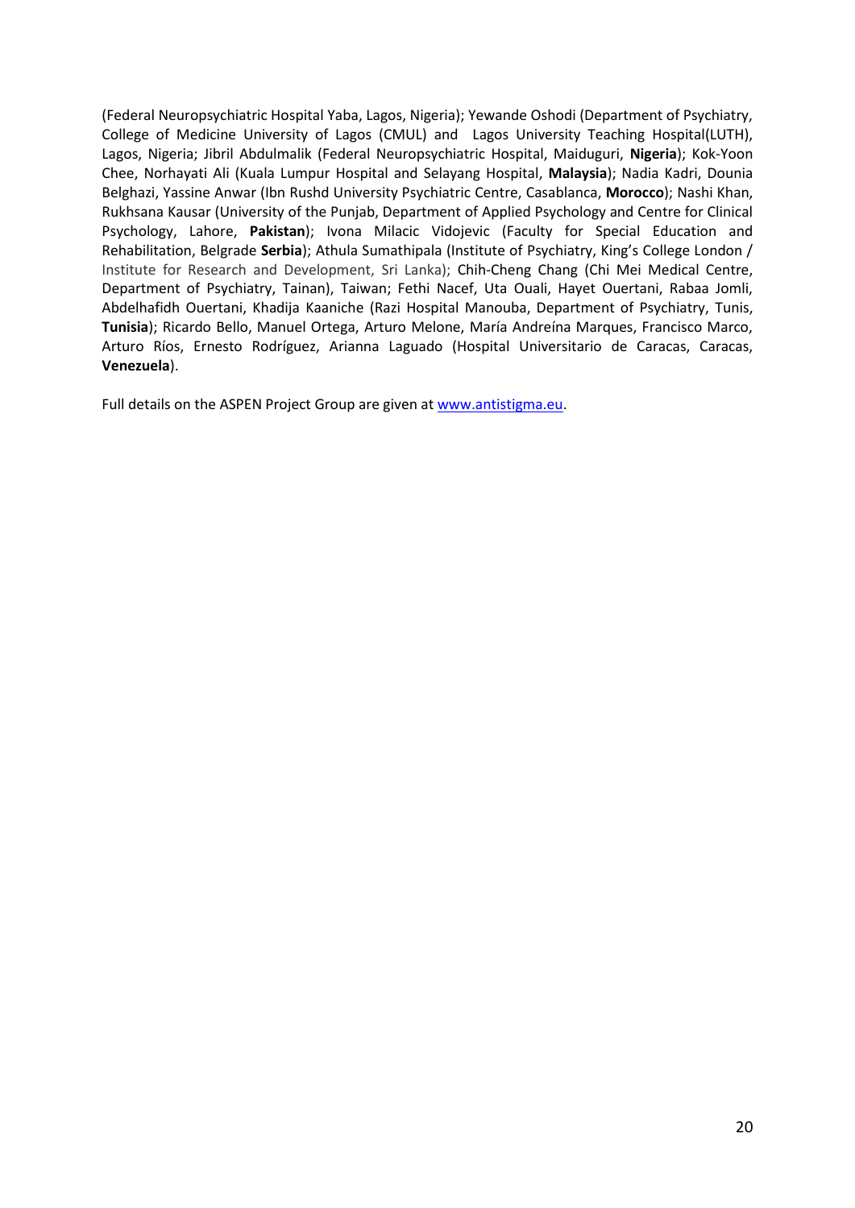(Federal Neuropsychiatric Hospital Yaba, Lagos, Nigeria); Yewande Oshodi (Department of Psychiatry, College of Medicine University of Lagos (CMUL) and Lagos University Teaching Hospital(LUTH), Lagos, Nigeria; Jibril Abdulmalik (Federal Neuropsychiatric Hospital, Maiduguri, **Nigeria**); Kok-Yoon Chee, Norhayati Ali (Kuala Lumpur Hospital and Selayang Hospital, **Malaysia**); Nadia Kadri, Dounia Belghazi, Yassine Anwar (Ibn Rushd University Psychiatric Centre, Casablanca, **Morocco**); Nashi Khan, Rukhsana Kausar (University of the Punjab, Department of Applied Psychology and Centre for Clinical Psychology, Lahore, **Pakistan**); Ivona Milacic Vidojevic (Faculty for Special Education and Rehabilitation, Belgrade **Serbia**); Athula Sumathipala (Institute of Psychiatry, King's College London / Institute for Research and Development, Sri Lanka); Chih-Cheng Chang (Chi Mei Medical Centre, Department of Psychiatry, Tainan), Taiwan; Fethi Nacef, Uta Ouali, Hayet Ouertani, Rabaa Jomli, Abdelhafidh Ouertani, Khadija Kaaniche (Razi Hospital Manouba, Department of Psychiatry, Tunis, **Tunisia**); Ricardo Bello, Manuel Ortega, Arturo Melone, María Andreína Marques, Francisco Marco, Arturo Ríos, Ernesto Rodríguez, Arianna Laguado (Hospital Universitario de Caracas, Caracas, **Venezuela**).

Full details on the ASPEN Project Group are given at [www.antistigma.eu](www.antistigma.eu).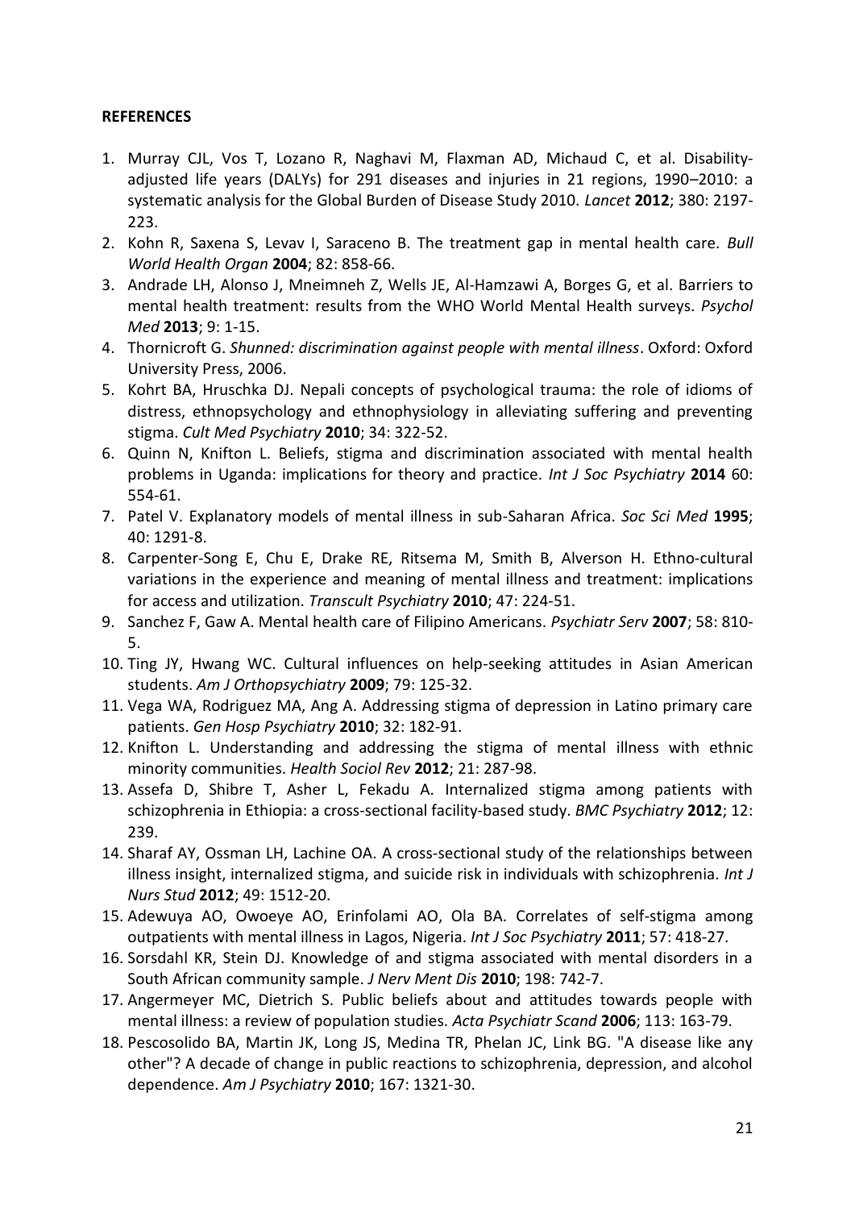**REFERENCES**

1. Murray CJL, Vos T, Lozano R, Naghavi M, Flaxman AD, Michaud C, et al. Disability-adjusted life years (DALYs) for 291 diseases and injuries in 21 regions, 1990–2010: a systematic analysis for the Global Burden of Disease Study 2010. *Lancet* **2012**; 380: 2197-223.
2. Kohn R, Saxena S, Levav I, Saraceno B. The treatment gap in mental health care. *Bull World Health Organ* **2004**; 82: 858-66.
3. Andrade LH, Alonso J, Mneimneh Z, Wells JE, Al-Hamzawi A, Borges G, et al. Barriers to mental health treatment: results from the WHO World Mental Health surveys. *Psychol Med* **2013**; 9: 1-15.
4. Thornicroft G. *Shunned: discrimination against people with mental illness*. Oxford: Oxford University Press, 2006.
5. Kohrt BA, Hruschka DJ. Nepali concepts of psychological trauma: the role of idioms of distress, ethnopsychology and ethnophysiology in alleviating suffering and preventing stigma. *Cult Med Psychiatry* **2010**; 34: 322-52.
6. Quinn N, Knifton L. Beliefs, stigma and discrimination associated with mental health problems in Uganda: implications for theory and practice. *Int J Soc Psychiatry* **2014** 60: 554-61.
7. Patel V. Explanatory models of mental illness in sub-Saharan Africa. *Soc Sci Med* **1995**; 40: 1291-8.
8. Carpenter-Song E, Chu E, Drake RE, Ritsema M, Smith B, Alverson H. Ethno-cultural variations in the experience and meaning of mental illness and treatment: implications for access and utilization. *Transcult Psychiatry* **2010**; 47: 224-51.
9. Sanchez F, Gaw A. Mental health care of Filipino Americans. *Psychiatr Serv* **2007**; 58: 810-5.
10. Ting JY, Hwang WC. Cultural influences on help-seeking attitudes in Asian American students. *Am J Orthopsychiatry* **2009**; 79: 125-32.
11. Vega WA, Rodriguez MA, Ang A. Addressing stigma of depression in Latino primary care patients. *Gen Hosp Psychiatry* **2010**; 32: 182-91.
12. Knifton L. Understanding and addressing the stigma of mental illness with ethnic minority communities. *Health Sociol Rev* **2012**; 21: 287-98.
13. Assefa D, Shibre T, Asher L, Fekadu A. Internalized stigma among patients with schizophrenia in Ethiopia: a cross-sectional facility-based study. *BMC Psychiatry* **2012**; 12: 239.
14. Sharaf AY, Ossman LH, Lachine OA. A cross-sectional study of the relationships between illness insight, internalized stigma, and suicide risk in individuals with schizophrenia. *Int J Nurs Stud* **2012**; 49: 1512-20.
15. Adewuya AO, Owoeye AO, Erinfolami AO, Ola BA. Correlates of self-stigma among outpatients with mental illness in Lagos, Nigeria. *Int J Soc Psychiatry* **2011**; 57: 418-27.
16. Sorsdahl KR, Stein DJ. Knowledge of and stigma associated with mental disorders in a South African community sample. *J Nerv Ment Dis* **2010**; 198: 742-7.
17. Angermeyer MC, Dietrich S. Public beliefs about and attitudes towards people with mental illness: a review of population studies. *Acta Psychiatr Scand* **2006**; 113: 163-79.
18. Pescosolido BA, Martin JK, Long JS, Medina TR, Phelan JC, Link BG. "A disease like any other"? A decade of change in public reactions to schizophrenia, depression, and alcohol dependence. *Am J Psychiatry* **2010**; 167: 1321-30.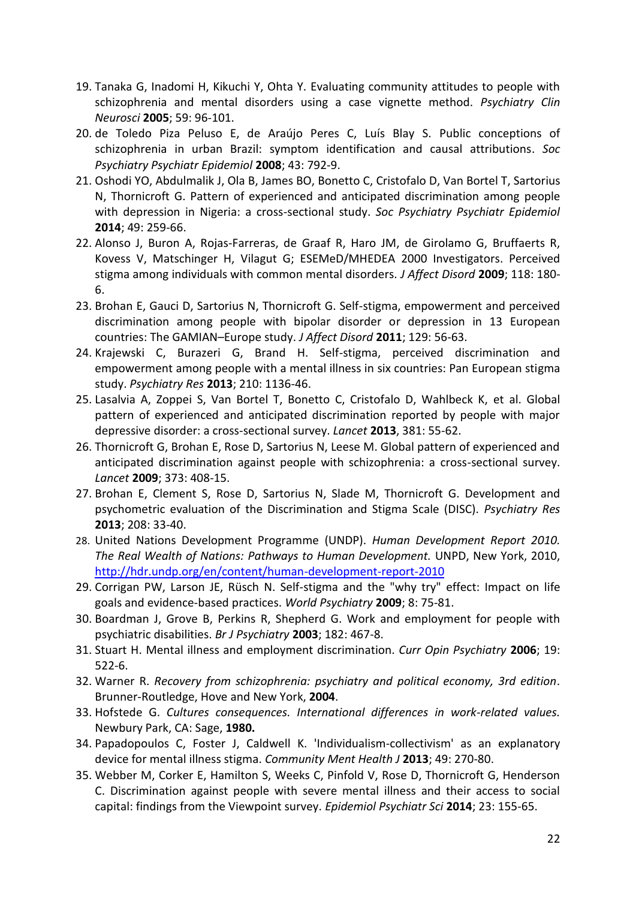19. Tanaka G, Inadomi H, Kikuchi Y, Ohta Y. Evaluating community attitudes to people with schizophrenia and mental disorders using a case vignette method. *Psychiatry Clin Neurosci* **2005**; 59: 96-101.
20. de Toledo Piza Peluso E, de Araújo Peres C, Luís Blay S. Public conceptions of schizophrenia in urban Brazil: symptom identification and causal attributions. *Soc Psychiatry Psychiatr Epidemiol* **2008**; 43: 792-9.
21. Oshodi YO, Abdulmalik J, Ola B, James BO, Bonetto C, Cristofalo D, Van Bortel T, Sartorius N, Thornicroft G. Pattern of experienced and anticipated discrimination among people with depression in Nigeria: a cross-sectional study. *Soc Psychiatry Psychiatr Epidemiol* **2014**; 49: 259-66.
22. Alonso J, Buron A, Rojas-Farreras, de Graaf R, Haro JM, de Girolamo G, Bruffaerts R, Kovess V, Matschinger H, Vilagut G; ESEMeD/MHEDEA 2000 Investigators. Perceived stigma among individuals with common mental disorders. *J Affect Disord* **2009**; 118: 180-6.
23. Brohan E, Gauci D, Sartorius N, Thornicroft G. Self-stigma, empowerment and perceived discrimination among people with bipolar disorder or depression in 13 European countries: The GAMIAN–Europe study. *J Affect Disord* **2011**; 129: 56-63.
24. Krajewski C, Burazeri G, Brand H. Self-stigma, perceived discrimination and empowerment among people with a mental illness in six countries: Pan European stigma study. *Psychiatry Res* **2013**; 210: 1136-46.
25. Lasalvia A, Zoppei S, Van Bortel T, Bonetto C, Cristofalo D, Wahlbeck K, et al. Global pattern of experienced and anticipated discrimination reported by people with major depressive disorder: a cross-sectional survey. *Lancet* **2013**, 381: 55-62.
26. Thornicroft G, Brohan E, Rose D, Sartorius N, Leese M. Global pattern of experienced and anticipated discrimination against people with schizophrenia: a cross-sectional survey. *Lancet* **2009**; 373: 408-15.
27. Brohan E, Clement S, Rose D, Sartorius N, Slade M, Thornicroft G. Development and psychometric evaluation of the Discrimination and Stigma Scale (DISC). *Psychiatry Res* **2013**; 208: 33-40.
28. United Nations Development Programme (UNDP). *Human Development Report 2010. The Real Wealth of Nations: Pathways to Human Development.* UNPD, New York, 2010, http://hdr.undp.org/en/content/human-development-report-2010
29. Corrigan PW, Larson JE, Rüsch N. Self-stigma and the "why try" effect: Impact on life goals and evidence-based practices. *World Psychiatry* **2009**; 8: 75-81.
30. Boardman J, Grove B, Perkins R, Shepherd G. Work and employment for people with psychiatric disabilities. *Br J Psychiatry* **2003**; 182: 467-8.
31. Stuart H. Mental illness and employment discrimination. *Curr Opin Psychiatry* **2006**; 19: 522-6.
32. Warner R. *Recovery from schizophrenia: psychiatry and political economy, 3rd edition*. Brunner-Routledge, Hove and New York, **2004**.
33. Hofstede G. *Cultures consequences. International differences in work-related values.* Newbury Park, CA: Sage, **1980.**
34. Papadopoulos C, Foster J, Caldwell K. 'Individualism-collectivism' as an explanatory device for mental illness stigma. *Community Ment Health J* **2013**; 49: 270-80.
35. Webber M, Corker E, Hamilton S, Weeks C, Pinfold V, Rose D, Thornicroft G, Henderson C. Discrimination against people with severe mental illness and their access to social capital: findings from the Viewpoint survey. *Epidemiol Psychiatr Sci* **2014**; 23: 155-65.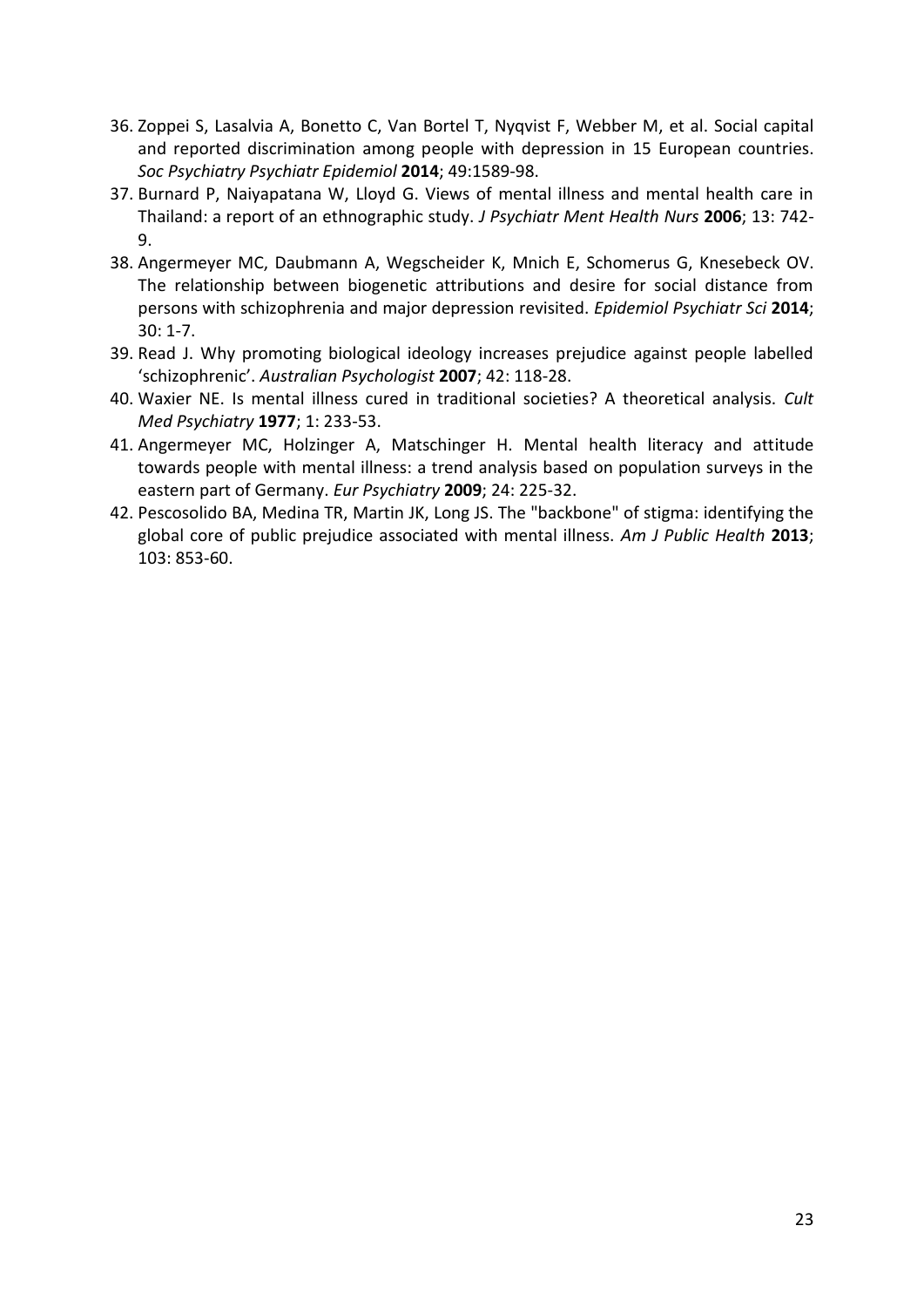36. Zoppei S, Lasalvia A, Bonetto C, Van Bortel T, Nyqvist F, Webber M, et al. Social capital and reported discrimination among people with depression in 15 European countries. *Soc Psychiatry Psychiatr Epidemiol* **2014**; 49:1589-98.
37. Burnard P, Naiyapatana W, Lloyd G. Views of mental illness and mental health care in Thailand: a report of an ethnographic study. *J Psychiatr Ment Health Nurs* **2006**; 13: 742-9.
38. Angermeyer MC, Daubmann A, Wegscheider K, Mnich E, Schomerus G, Knesebeck OV. The relationship between biogenetic attributions and desire for social distance from persons with schizophrenia and major depression revisited. *Epidemiol Psychiatr Sci* **2014**; 30: 1-7.
39. Read J. Why promoting biological ideology increases prejudice against people labelled 'schizophrenic'. *Australian Psychologist* **2007**; 42: 118-28.
40. Waxier NE. Is mental illness cured in traditional societies? A theoretical analysis. *Cult Med Psychiatry* **1977**; 1: 233-53.
41. Angermeyer MC, Holzinger A, Matschinger H. Mental health literacy and attitude towards people with mental illness: a trend analysis based on population surveys in the eastern part of Germany. *Eur Psychiatry* **2009**; 24: 225-32.
42. Pescosolido BA, Medina TR, Martin JK, Long JS. The "backbone" of stigma: identifying the global core of public prejudice associated with mental illness. *Am J Public Health* **2013**; 103: 853-60.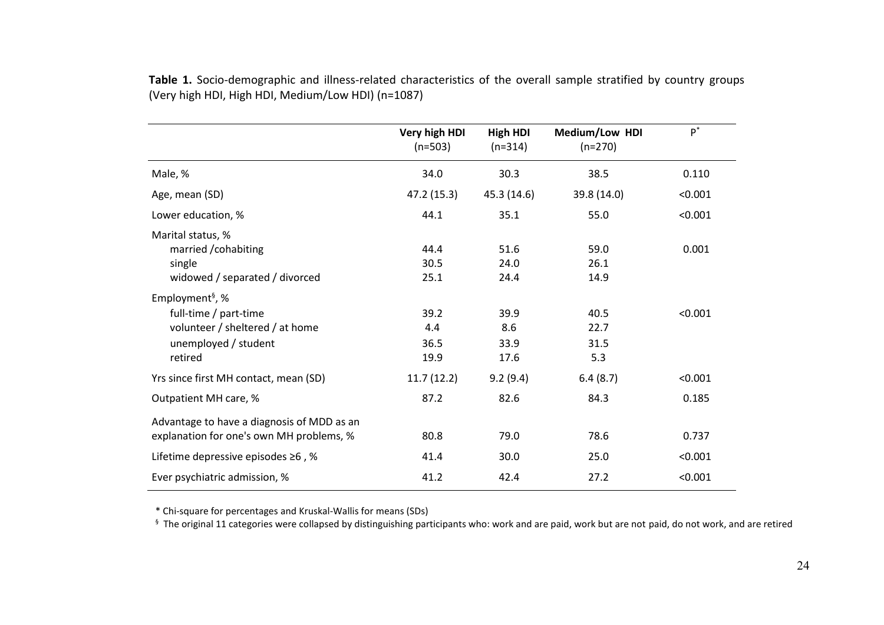**Table 1.** Socio-demographic and illness-related characteristics of the overall sample stratified by country groups (Very high HDI, High HDI, Medium/Low HDI) (n=1087)

| | **Very high HDI** (n=503) | **High HDI** (n=314) | **Medium/Low HDI** (n=270) | P* |
|---|---|---|---|---|
| Male, % | 34.0 | 30.3 | 38.5 | 0.110 |
| Age, mean (SD) | 47.2 (15.3) | 45.3 (14.6) | 39.8 (14.0) | <0.001 |
| Lower education, % | 44.1 | 35.1 | 55.0 | <0.001 |
| Marital status, % | | | | |
| married /cohabiting | 44.4 | 51.6 | 59.0 | 0.001 |
| single | 30.5 | 24.0 | 26.1 | |
| widowed / separated / divorced | 25.1 | 24.4 | 14.9 | |
| Employment§, % | | | | |
| full-time / part-time | 39.2 | 39.9 | 40.5 | <0.001 |
| volunteer / sheltered / at home | 4.4 | 8.6 | 22.7 | |
| unemployed / student | 36.5 | 33.9 | 31.5 | |
| retired | 19.9 | 17.6 | 5.3 | |
| Yrs since first MH contact, mean (SD) | 11.7 (12.2) | 9.2 (9.4) | 6.4 (8.7) | <0.001 |
| Outpatient MH care, % | 87.2 | 82.6 | 84.3 | 0.185 |
| Advantage to have a diagnosis of MDD as an explanation for one's own MH problems, % | 80.8 | 79.0 | 78.6 | 0.737 |
| Lifetime depressive episodes ≥6 , % | 41.4 | 30.0 | 25.0 | <0.001 |
| Ever psychiatric admission, % | 41.2 | 42.4 | 27.2 | <0.001 |

\* Chi-square for percentages and Kruskal-Wallis for means (SDs)

§ The original 11 categories were collapsed by distinguishing participants who: work and are paid, work but are not paid, do not work, and are retired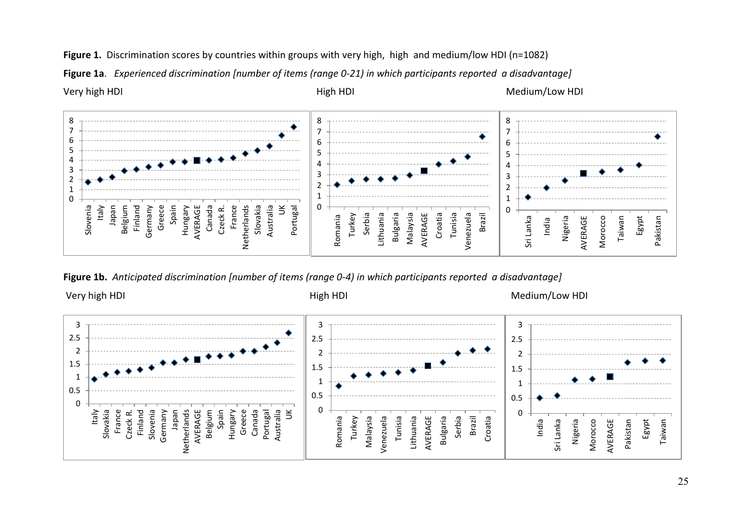**Figure 1.** Discrimination scores by countries within groups with very high, high and medium/low HDI (n=1082)

**Figure 1a**. *Experienced discrimination [number of items (range 0-21) in which participants reported a disadvantage]*

Very high HDI | High HDI | Medium/Low HDI

**Figure 1b.** *Anticipated discrimination [number of items (range 0-4) in which participants reported a disadvantage]*

Very high HDI | High HDI | Medium/Low HDI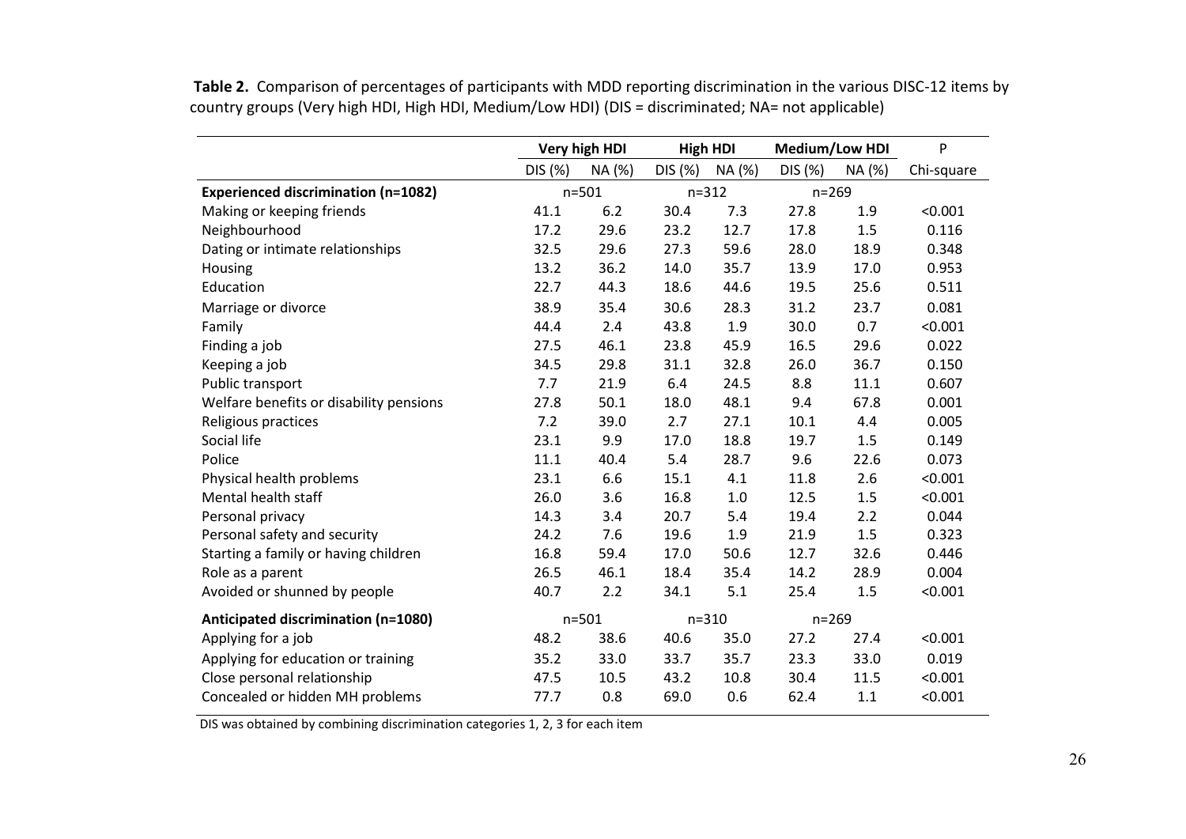**Table 2.** Comparison of percentages of participants with MDD reporting discrimination in the various DISC-12 items by country groups (Very high HDI, High HDI, Medium/Low HDI) (DIS = discriminated; NA= not applicable)

| | Very high HDI | | High HDI | | Medium/Low HDI | | P |
|---|---|---|---|---|---|---|---|
| | DIS (%) | NA (%) | DIS (%) | NA (%) | DIS (%) | NA (%) | Chi-square |
| **Experienced discrimination (n=1082)** | n=501 | | n=312 | | n=269 | | |
| Making or keeping friends | 41.1 | 6.2 | 30.4 | 7.3 | 27.8 | 1.9 | <0.001 |
| Neighbourhood | 17.2 | 29.6 | 23.2 | 12.7 | 17.8 | 1.5 | 0.116 |
| Dating or intimate relationships | 32.5 | 29.6 | 27.3 | 59.6 | 28.0 | 18.9 | 0.348 |
| Housing | 13.2 | 36.2 | 14.0 | 35.7 | 13.9 | 17.0 | 0.953 |
| Education | 22.7 | 44.3 | 18.6 | 44.6 | 19.5 | 25.6 | 0.511 |
| Marriage or divorce | 38.9 | 35.4 | 30.6 | 28.3 | 31.2 | 23.7 | 0.081 |
| Family | 44.4 | 2.4 | 43.8 | 1.9 | 30.0 | 0.7 | <0.001 |
| Finding a job | 27.5 | 46.1 | 23.8 | 45.9 | 16.5 | 29.6 | 0.022 |
| Keeping a job | 34.5 | 29.8 | 31.1 | 32.8 | 26.0 | 36.7 | 0.150 |
| Public transport | 7.7 | 21.9 | 6.4 | 24.5 | 8.8 | 11.1 | 0.607 |
| Welfare benefits or disability pensions | 27.8 | 50.1 | 18.0 | 48.1 | 9.4 | 67.8 | 0.001 |
| Religious practices | 7.2 | 39.0 | 2.7 | 27.1 | 10.1 | 4.4 | 0.005 |
| Social life | 23.1 | 9.9 | 17.0 | 18.8 | 19.7 | 1.5 | 0.149 |
| Police | 11.1 | 40.4 | 5.4 | 28.7 | 9.6 | 22.6 | 0.073 |
| Physical health problems | 23.1 | 6.6 | 15.1 | 4.1 | 11.8 | 2.6 | <0.001 |
| Mental health staff | 26.0 | 3.6 | 16.8 | 1.0 | 12.5 | 1.5 | <0.001 |
| Personal privacy | 14.3 | 3.4 | 20.7 | 5.4 | 19.4 | 2.2 | 0.044 |
| Personal safety and security | 24.2 | 7.6 | 19.6 | 1.9 | 21.9 | 1.5 | 0.323 |
| Starting a family or having children | 16.8 | 59.4 | 17.0 | 50.6 | 12.7 | 32.6 | 0.446 |
| Role as a parent | 26.5 | 46.1 | 18.4 | 35.4 | 14.2 | 28.9 | 0.004 |
| Avoided or shunned by people | 40.7 | 2.2 | 34.1 | 5.1 | 25.4 | 1.5 | <0.001 |
| **Anticipated discrimination (n=1080)** | n=501 | | n=310 | | n=269 | | |
| Applying for a job | 48.2 | 38.6 | 40.6 | 35.0 | 27.2 | 27.4 | <0.001 |
| Applying for education or training | 35.2 | 33.0 | 33.7 | 35.7 | 23.3 | 33.0 | 0.019 |
| Close personal relationship | 47.5 | 10.5 | 43.2 | 10.8 | 30.4 | 11.5 | <0.001 |
| Concealed or hidden MH problems | 77.7 | 0.8 | 69.0 | 0.6 | 62.4 | 1.1 | <0.001 |

DIS was obtained by combining discrimination categories 1, 2, 3 for each item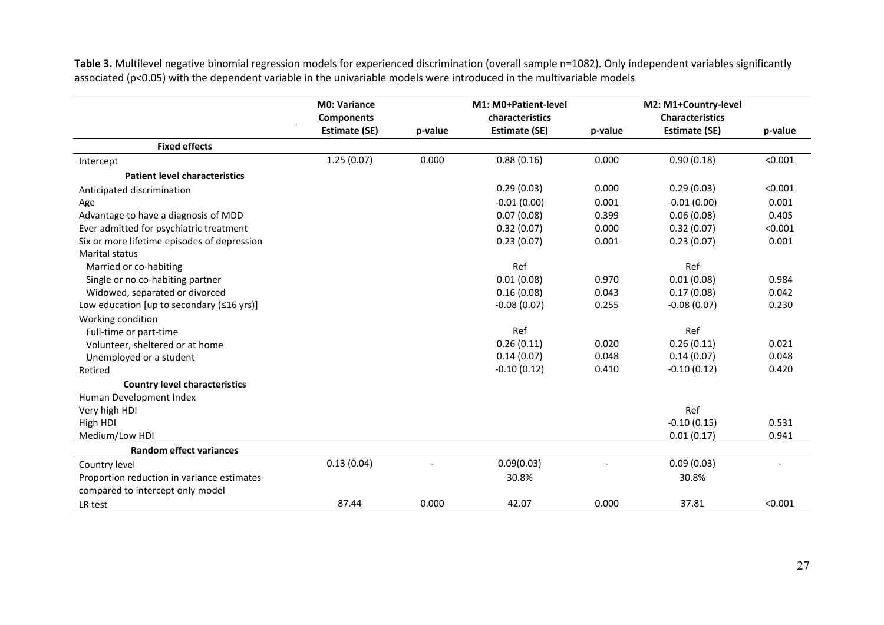**Table 3.** Multilevel negative binomial regression models for experienced discrimination (overall sample n=1082). Only independent variables significantly associated (p<0.05) with the dependent variable in the univariable models were introduced in the multivariable models

| | M0: Variance Components | | M1: M0+Patient-level characteristics | | M2: M1+Country-level Characteristics | |
|---|---|---|---|---|---|---|
| | **Estimate (SE)** | **p-value** | **Estimate (SE)** | **p-value** | **Estimate (SE)** | **p-value** |
| **Fixed effects** | | | | | | |
| Intercept | 1.25 (0.07) | 0.000 | 0.88 (0.16) | 0.000 | 0.90 (0.18) | <0.001 |
| **Patient level characteristics** | | | | | | |
| Anticipated discrimination | | | 0.29 (0.03) | 0.000 | 0.29 (0.03) | <0.001 |
| Age | | | -0.01 (0.00) | 0.001 | -0.01 (0.00) | 0.001 |
| Advantage to have a diagnosis of MDD | | | 0.07 (0.08) | 0.399 | 0.06 (0.08) | 0.405 |
| Ever admitted for psychiatric treatment | | | 0.32 (0.07) | 0.000 | 0.32 (0.07) | <0.001 |
| Six or more lifetime episodes of depression | | | 0.23 (0.07) | 0.001 | 0.23 (0.07) | 0.001 |
| Marital status | | | | | | |
| Married or co-habiting | | | Ref | | Ref | |
| Single or no co-habiting partner | | | 0.01 (0.08) | 0.970 | 0.01 (0.08) | 0.984 |
| Widowed, separated or divorced | | | 0.16 (0.08) | 0.043 | 0.17 (0.08) | 0.042 |
| Low education [up to secondary (≤16 yrs)] | | | -0.08 (0.07) | 0.255 | -0.08 (0.07) | 0.230 |
| Working condition | | | | | | |
| Full-time or part-time | | | Ref | | Ref | |
| Volunteer, sheltered or at home | | | 0.26 (0.11) | 0.020 | 0.26 (0.11) | 0.021 |
| Unemployed or a student | | | 0.14 (0.07) | 0.048 | 0.14 (0.07) | 0.048 |
| Retired | | | -0.10 (0.12) | 0.410 | -0.10 (0.12) | 0.420 |
| **Country level characteristics** | | | | | | |
| Human Development Index | | | | | | |
| Very high HDI | | | | | Ref | |
| High HDI | | | | | -0.10 (0.15) | 0.531 |
| Medium/Low HDI | | | | | 0.01 (0.17) | 0.941 |
| **Random effect variances** | | | | | | |
| Country level | 0.13 (0.04) | - | 0.09(0.03) | - | 0.09 (0.03) | - |
| Proportion reduction in variance estimates compared to intercept only model | | | 30.8% | | 30.8% | |
| LR test | 87.44 | 0.000 | 42.07 | 0.000 | 37.81 | <0.001 |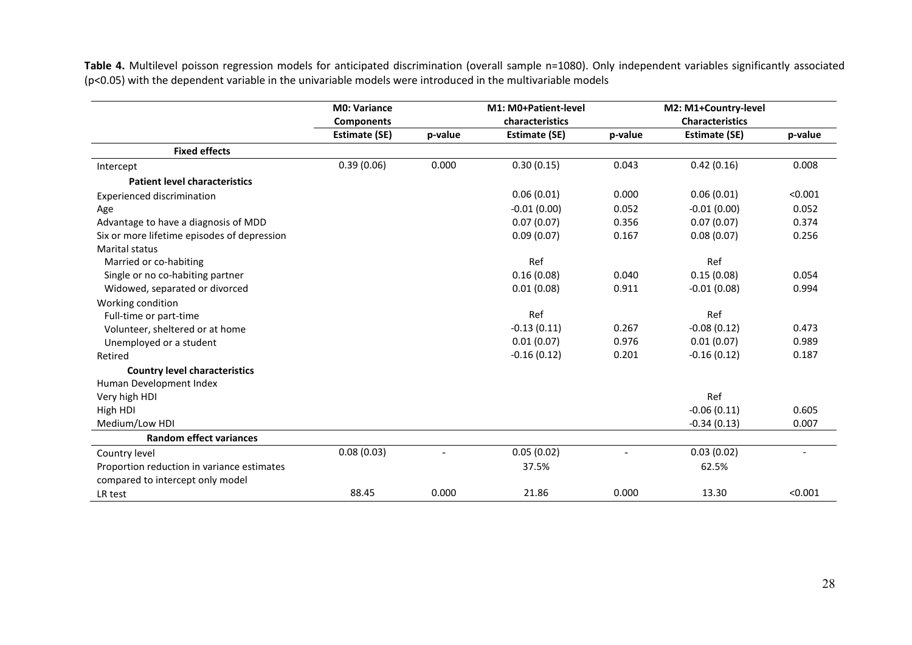**Table 4.** Multilevel poisson regression models for anticipated discrimination (overall sample n=1080). Only independent variables significantly associated (p<0.05) with the dependent variable in the univariable models were introduced in the multivariable models

| | M0: Variance Components | | M1: M0+Patient-level characteristics | | M2: M1+Country-level Characteristics | |
|---|---|---|---|---|---|---|
| | **Estimate (SE)** | **p-value** | **Estimate (SE)** | **p-value** | **Estimate (SE)** | **p-value** |
| **Fixed effects** | | | | | | |
| Intercept | 0.39 (0.06) | 0.000 | 0.30 (0.15) | 0.043 | 0.42 (0.16) | 0.008 |
| **Patient level characteristics** | | | | | | |
| Experienced discrimination | | | 0.06 (0.01) | 0.000 | 0.06 (0.01) | <0.001 |
| Age | | | -0.01 (0.00) | 0.052 | -0.01 (0.00) | 0.052 |
| Advantage to have a diagnosis of MDD | | | 0.07 (0.07) | 0.356 | 0.07 (0.07) | 0.374 |
| Six or more lifetime episodes of depression | | | 0.09 (0.07) | 0.167 | 0.08 (0.07) | 0.256 |
| Marital status | | | | | | |
| Married or co-habiting | | | Ref | | Ref | |
| Single or no co-habiting partner | | | 0.16 (0.08) | 0.040 | 0.15 (0.08) | 0.054 |
| Widowed, separated or divorced | | | 0.01 (0.08) | 0.911 | -0.01 (0.08) | 0.994 |
| Working condition | | | | | | |
| Full-time or part-time | | | Ref | | Ref | |
| Volunteer, sheltered or at home | | | -0.13 (0.11) | 0.267 | -0.08 (0.12) | 0.473 |
| Unemployed or a student | | | 0.01 (0.07) | 0.976 | 0.01 (0.07) | 0.989 |
| Retired | | | -0.16 (0.12) | 0.201 | -0.16 (0.12) | 0.187 |
| **Country level characteristics** | | | | | | |
| Human Development Index | | | | | | |
| Very high HDI | | | | | Ref | |
| High HDI | | | | | -0.06 (0.11) | 0.605 |
| Medium/Low HDI | | | | | -0.34 (0.13) | 0.007 |
| **Random effect variances** | | | | | | |
| Country level | 0.08 (0.03) | - | 0.05 (0.02) | - | 0.03 (0.02) | - |
| Proportion reduction in variance estimates compared to intercept only model | | | 37.5% | | 62.5% | |
| LR test | 88.45 | 0.000 | 21.86 | 0.000 | 13.30 | <0.001 |